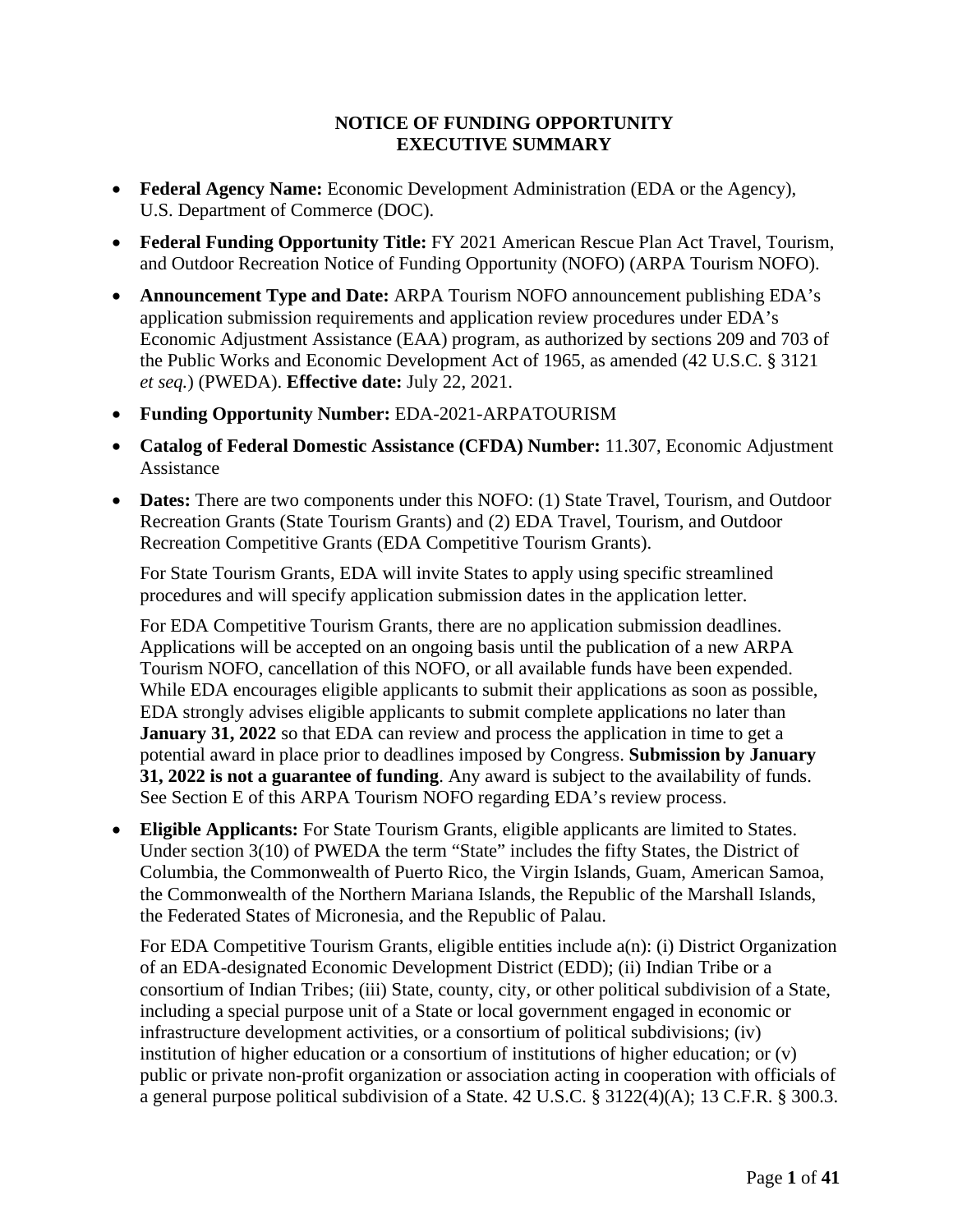# NOTICE OF FUNDING OPPORTUNITY
# EXECUTIVE SUMMARY

- **Federal Agency Name:** Economic Development Administration (EDA or the Agency), U.S. Department of Commerce (DOC).
- **Federal Funding Opportunity Title:** FY 2021 American Rescue Plan Act Travel, Tourism, and Outdoor Recreation Notice of Funding Opportunity (NOFO) (ARPA Tourism NOFO).
- **Announcement Type and Date:** ARPA Tourism NOFO announcement publishing EDA's application submission requirements and application review procedures under EDA's Economic Adjustment Assistance (EAA) program, as authorized by sections 209 and 703 of the Public Works and Economic Development Act of 1965, as amended (42 U.S.C. § 3121 *et seq.*) (PWEDA). **Effective date:** July 22, 2021.
- **Funding Opportunity Number:** EDA-2021-ARPATOURISM
- **Catalog of Federal Domestic Assistance (CFDA) Number:** 11.307, Economic Adjustment Assistance
- **Dates:** There are two components under this NOFO: (1) State Travel, Tourism, and Outdoor Recreation Grants (State Tourism Grants) and (2) EDA Travel, Tourism, and Outdoor Recreation Competitive Grants (EDA Competitive Tourism Grants).

  For State Tourism Grants, EDA will invite States to apply using specific streamlined procedures and will specify application submission dates in the application letter.

  For EDA Competitive Tourism Grants, there are no application submission deadlines. Applications will be accepted on an ongoing basis until the publication of a new ARPA Tourism NOFO, cancellation of this NOFO, or all available funds have been expended. While EDA encourages eligible applicants to submit their applications as soon as possible, EDA strongly advises eligible applicants to submit complete applications no later than **January 31, 2022** so that EDA can review and process the application in time to get a potential award in place prior to deadlines imposed by Congress. **Submission by January 31, 2022 is not a guarantee of funding**. Any award is subject to the availability of funds. See Section E of this ARPA Tourism NOFO regarding EDA's review process.

- **Eligible Applicants:** For State Tourism Grants, eligible applicants are limited to States. Under section 3(10) of PWEDA the term "State" includes the fifty States, the District of Columbia, the Commonwealth of Puerto Rico, the Virgin Islands, Guam, American Samoa, the Commonwealth of the Northern Mariana Islands, the Republic of the Marshall Islands, the Federated States of Micronesia, and the Republic of Palau.

  For EDA Competitive Tourism Grants, eligible entities include a(n): (i) District Organization of an EDA-designated Economic Development District (EDD); (ii) Indian Tribe or a consortium of Indian Tribes; (iii) State, county, city, or other political subdivision of a State, including a special purpose unit of a State or local government engaged in economic or infrastructure development activities, or a consortium of political subdivisions; (iv) institution of higher education or a consortium of institutions of higher education; or (v) public or private non-profit organization or association acting in cooperation with officials of a general purpose political subdivision of a State. 42 U.S.C. § 3122(4)(A); 13 C.F.R. § 300.3.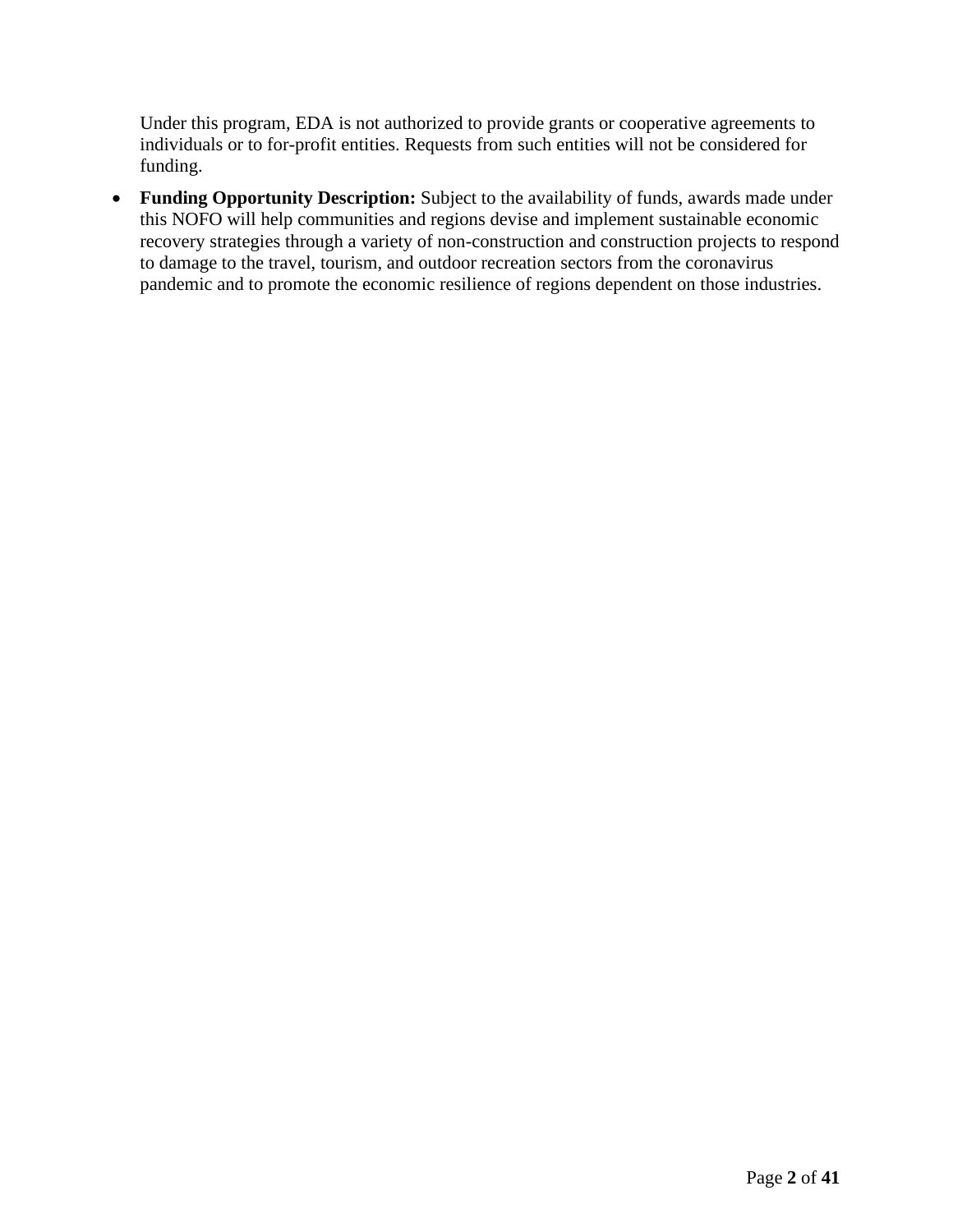Under this program, EDA is not authorized to provide grants or cooperative agreements to individuals or to for-profit entities. Requests from such entities will not be considered for funding.

- **Funding Opportunity Description:** Subject to the availability of funds, awards made under this NOFO will help communities and regions devise and implement sustainable economic recovery strategies through a variety of non-construction and construction projects to respond to damage to the travel, tourism, and outdoor recreation sectors from the coronavirus pandemic and to promote the economic resilience of regions dependent on those industries.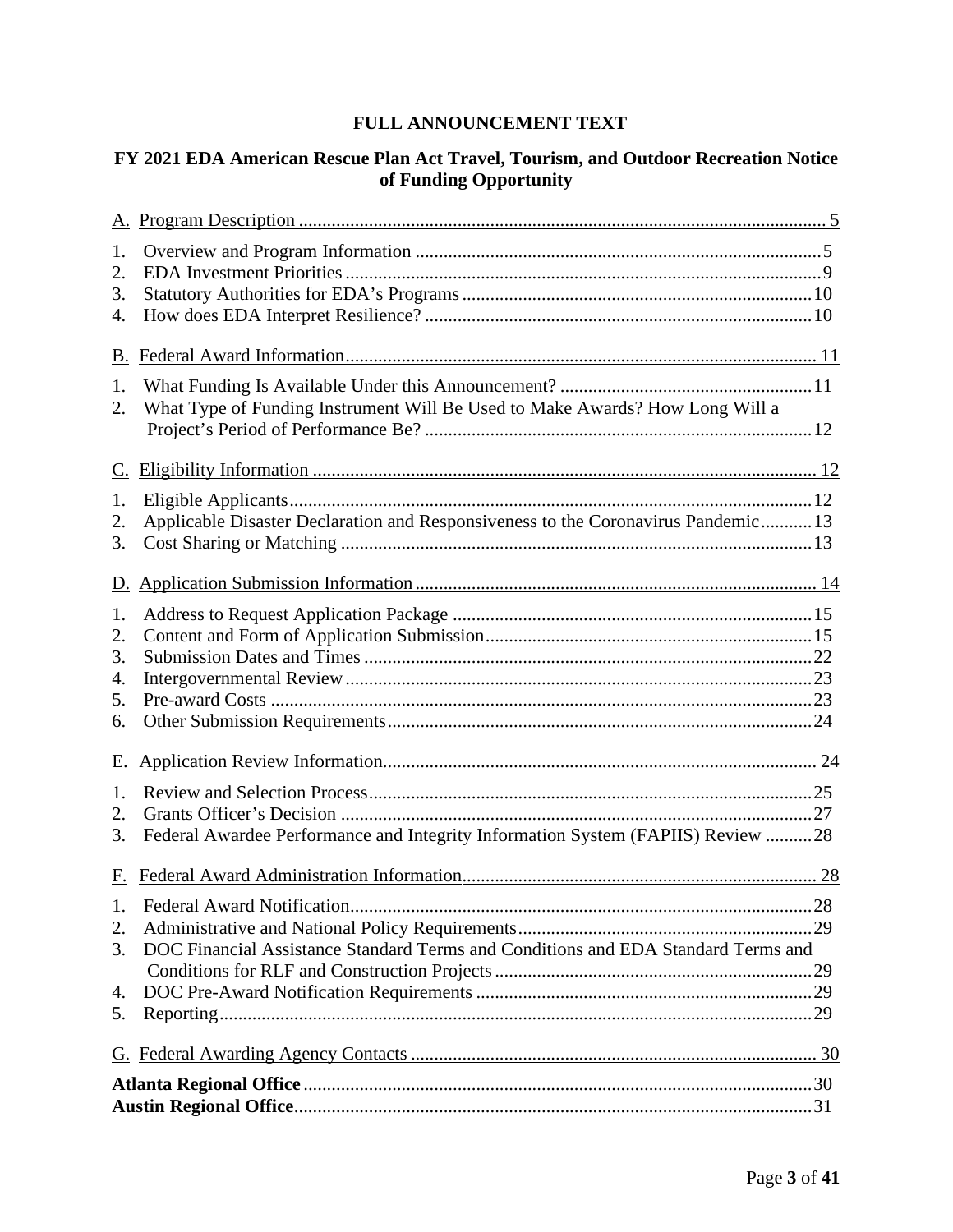# FULL ANNOUNCEMENT TEXT

## FY 2021 EDA American Rescue Plan Act Travel, Tourism, and Outdoor Recreation Notice of Funding Opportunity

A. Program Description ..... 5

1. Overview and Program Information ..... 5
2. EDA Investment Priorities ..... 9
3. Statutory Authorities for EDA's Programs ..... 10
4. How does EDA Interpret Resilience? ..... 10

B. Federal Award Information ..... 11

1. What Funding Is Available Under this Announcement? ..... 11
2. What Type of Funding Instrument Will Be Used to Make Awards? How Long Will a Project's Period of Performance Be? ..... 12

C. Eligibility Information ..... 12

1. Eligible Applicants ..... 12
2. Applicable Disaster Declaration and Responsiveness to the Coronavirus Pandemic ..... 13
3. Cost Sharing or Matching ..... 13

D. Application Submission Information ..... 14

1. Address to Request Application Package ..... 15
2. Content and Form of Application Submission ..... 15
3. Submission Dates and Times ..... 22
4. Intergovernmental Review ..... 23
5. Pre-award Costs ..... 23
6. Other Submission Requirements ..... 24

E. Application Review Information ..... 24

1. Review and Selection Process ..... 25
2. Grants Officer's Decision ..... 27
3. Federal Awardee Performance and Integrity Information System (FAPIIS) Review ..... 28

F. Federal Award Administration Information ..... 28

1. Federal Award Notification ..... 28
2. Administrative and National Policy Requirements ..... 29
3. DOC Financial Assistance Standard Terms and Conditions and EDA Standard Terms and Conditions for RLF and Construction Projects ..... 29
4. DOC Pre-Award Notification Requirements ..... 29
5. Reporting ..... 29

G. Federal Awarding Agency Contacts ..... 30

**Atlanta Regional Office** ..... 30
**Austin Regional Office** ..... 31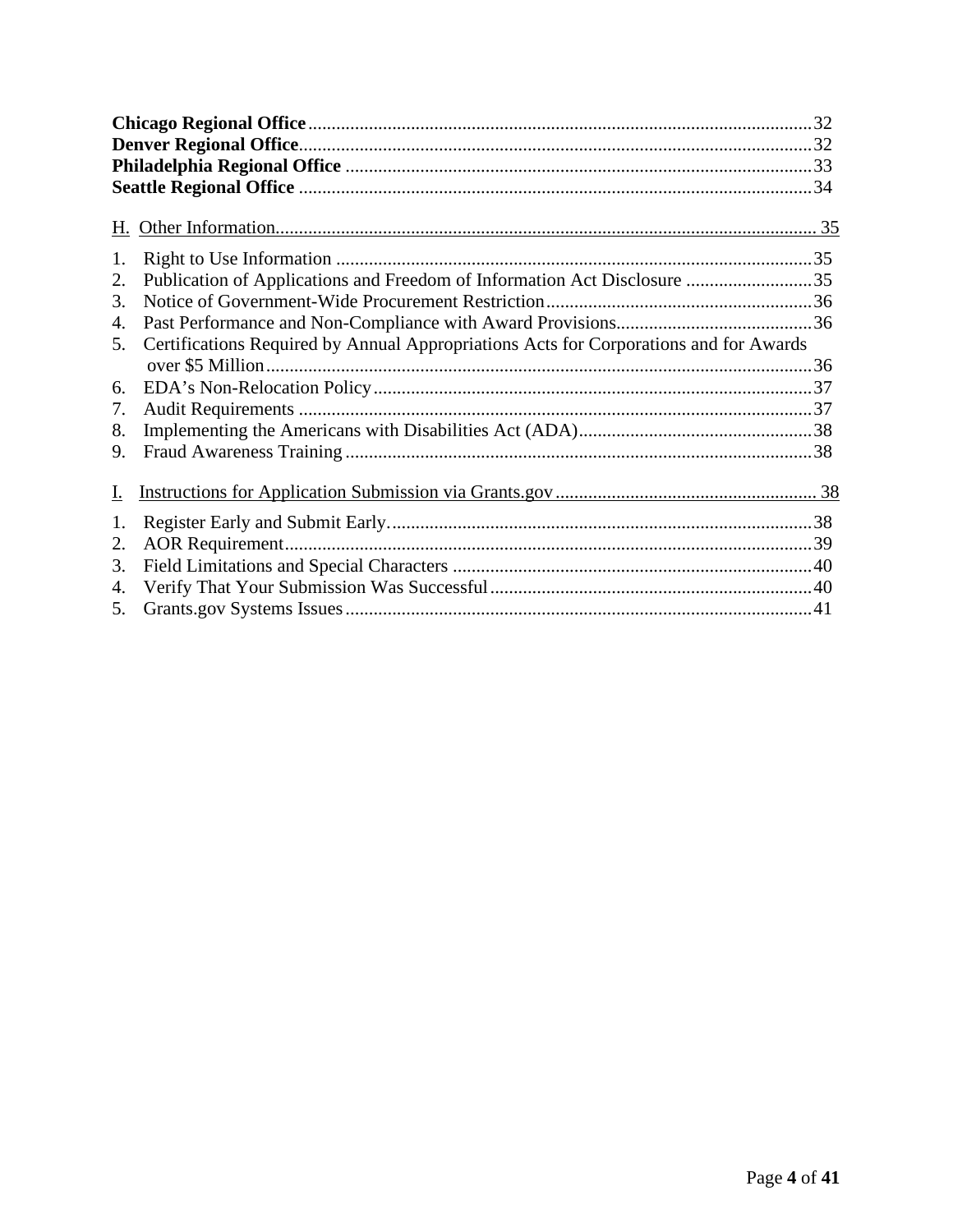**Chicago Regional Office** ... 32
**Denver Regional Office** ... 32
**Philadelphia Regional Office** ... 33
**Seattle Regional Office** ... 34

H. Other Information ... 35

1. Right to Use Information ... 35
2. Publication of Applications and Freedom of Information Act Disclosure ... 35
3. Notice of Government-Wide Procurement Restriction ... 36
4. Past Performance and Non-Compliance with Award Provisions ... 36
5. Certifications Required by Annual Appropriations Acts for Corporations and for Awards over $5 Million ... 36
6. EDA's Non-Relocation Policy ... 37
7. Audit Requirements ... 37
8. Implementing the Americans with Disabilities Act (ADA) ... 38
9. Fraud Awareness Training ... 38

I. Instructions for Application Submission via Grants.gov ... 38

1. Register Early and Submit Early ... 38
2. AOR Requirement ... 39
3. Field Limitations and Special Characters ... 40
4. Verify That Your Submission Was Successful ... 40
5. Grants.gov Systems Issues ... 41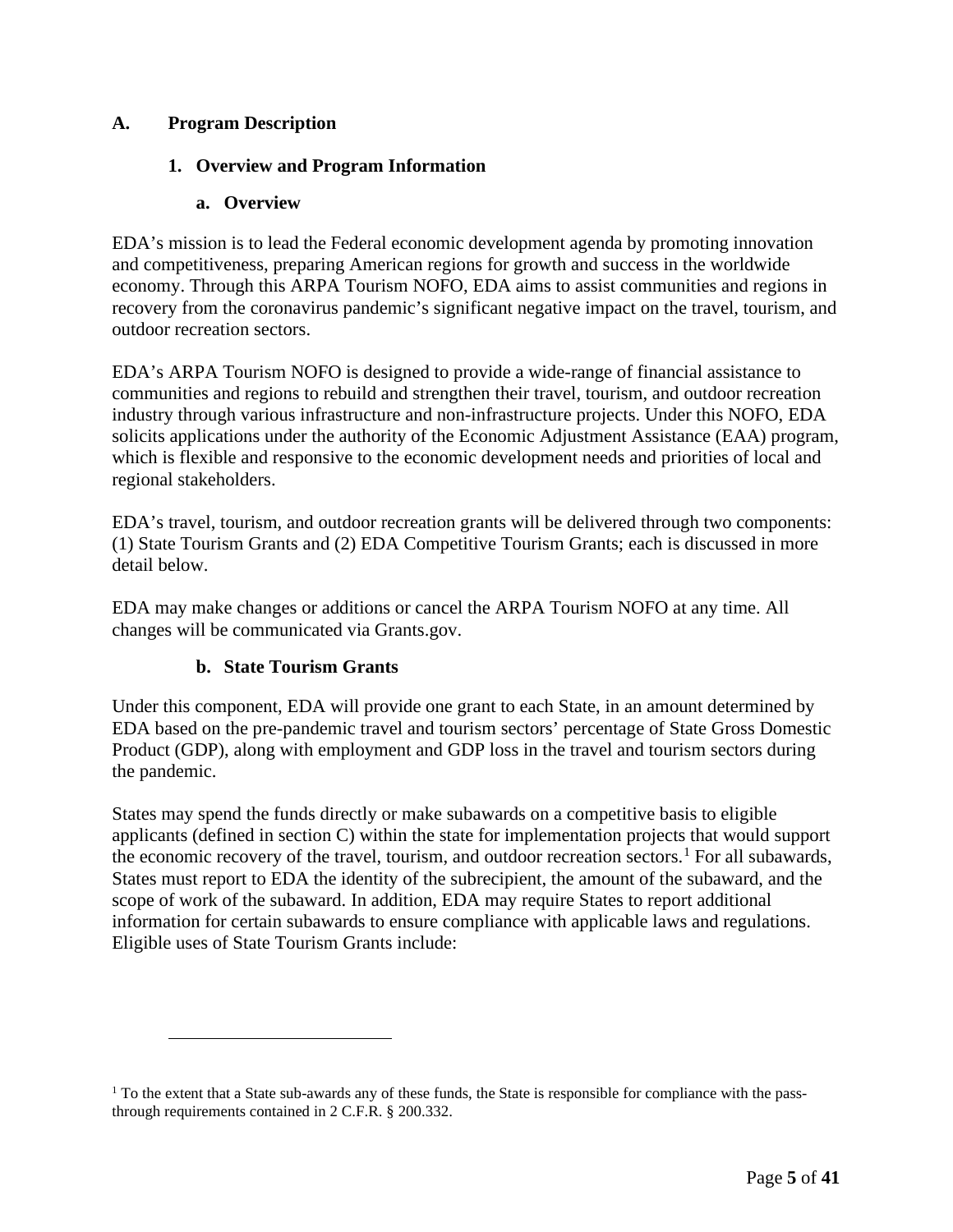## A. Program Description

### 1. Overview and Program Information

#### a. Overview

EDA's mission is to lead the Federal economic development agenda by promoting innovation and competitiveness, preparing American regions for growth and success in the worldwide economy. Through this ARPA Tourism NOFO, EDA aims to assist communities and regions in recovery from the coronavirus pandemic's significant negative impact on the travel, tourism, and outdoor recreation sectors.

EDA's ARPA Tourism NOFO is designed to provide a wide-range of financial assistance to communities and regions to rebuild and strengthen their travel, tourism, and outdoor recreation industry through various infrastructure and non-infrastructure projects. Under this NOFO, EDA solicits applications under the authority of the Economic Adjustment Assistance (EAA) program, which is flexible and responsive to the economic development needs and priorities of local and regional stakeholders.

EDA's travel, tourism, and outdoor recreation grants will be delivered through two components: (1) State Tourism Grants and (2) EDA Competitive Tourism Grants; each is discussed in more detail below.

EDA may make changes or additions or cancel the ARPA Tourism NOFO at any time. All changes will be communicated via Grants.gov.

#### b. State Tourism Grants

Under this component, EDA will provide one grant to each State, in an amount determined by EDA based on the pre-pandemic travel and tourism sectors' percentage of State Gross Domestic Product (GDP), along with employment and GDP loss in the travel and tourism sectors during the pandemic.

States may spend the funds directly or make subawards on a competitive basis to eligible applicants (defined in section C) within the state for implementation projects that would support the economic recovery of the travel, tourism, and outdoor recreation sectors.[1] For all subawards, States must report to EDA the identity of the subrecipient, the amount of the subaward, and the scope of work of the subaward. In addition, EDA may require States to report additional information for certain subawards to ensure compliance with applicable laws and regulations. Eligible uses of State Tourism Grants include:

---

[1] To the extent that a State sub-awards any of these funds, the State is responsible for compliance with the pass-through requirements contained in 2 C.F.R. § 200.332.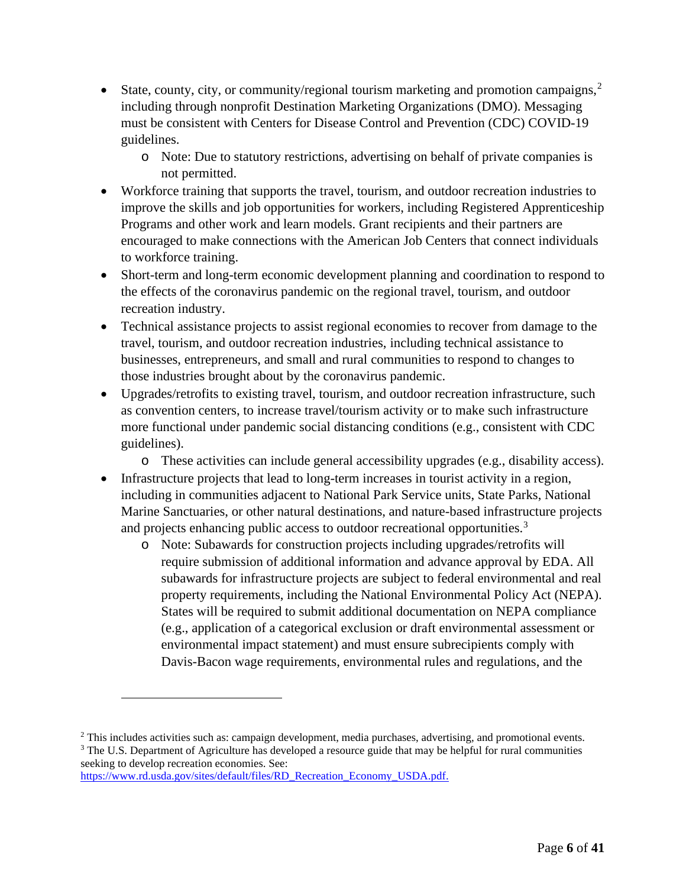- State, county, city, or community/regional tourism marketing and promotion campaigns,[2] including through nonprofit Destination Marketing Organizations (DMO). Messaging must be consistent with Centers for Disease Control and Prevention (CDC) COVID-19 guidelines.
  - Note: Due to statutory restrictions, advertising on behalf of private companies is not permitted.
- Workforce training that supports the travel, tourism, and outdoor recreation industries to improve the skills and job opportunities for workers, including Registered Apprenticeship Programs and other work and learn models. Grant recipients and their partners are encouraged to make connections with the American Job Centers that connect individuals to workforce training.
- Short-term and long-term economic development planning and coordination to respond to the effects of the coronavirus pandemic on the regional travel, tourism, and outdoor recreation industry.
- Technical assistance projects to assist regional economies to recover from damage to the travel, tourism, and outdoor recreation industries, including technical assistance to businesses, entrepreneurs, and small and rural communities to respond to changes to those industries brought about by the coronavirus pandemic.
- Upgrades/retrofits to existing travel, tourism, and outdoor recreation infrastructure, such as convention centers, to increase travel/tourism activity or to make such infrastructure more functional under pandemic social distancing conditions (e.g., consistent with CDC guidelines).
  - These activities can include general accessibility upgrades (e.g., disability access).
- Infrastructure projects that lead to long-term increases in tourist activity in a region, including in communities adjacent to National Park Service units, State Parks, National Marine Sanctuaries, or other natural destinations, and nature-based infrastructure projects and projects enhancing public access to outdoor recreational opportunities.[3]
  - Note: Subawards for construction projects including upgrades/retrofits will require submission of additional information and advance approval by EDA. All subawards for infrastructure projects are subject to federal environmental and real property requirements, including the National Environmental Policy Act (NEPA). States will be required to submit additional documentation on NEPA compliance (e.g., application of a categorical exclusion or draft environmental assessment or environmental impact statement) and must ensure subrecipients comply with Davis-Bacon wage requirements, environmental rules and regulations, and the

---

[2] This includes activities such as: campaign development, media purchases, advertising, and promotional events.

[3] The U.S. Department of Agriculture has developed a resource guide that may be helpful for rural communities seeking to develop recreation economies. See: https://www.rd.usda.gov/sites/default/files/RD_Recreation_Economy_USDA.pdf.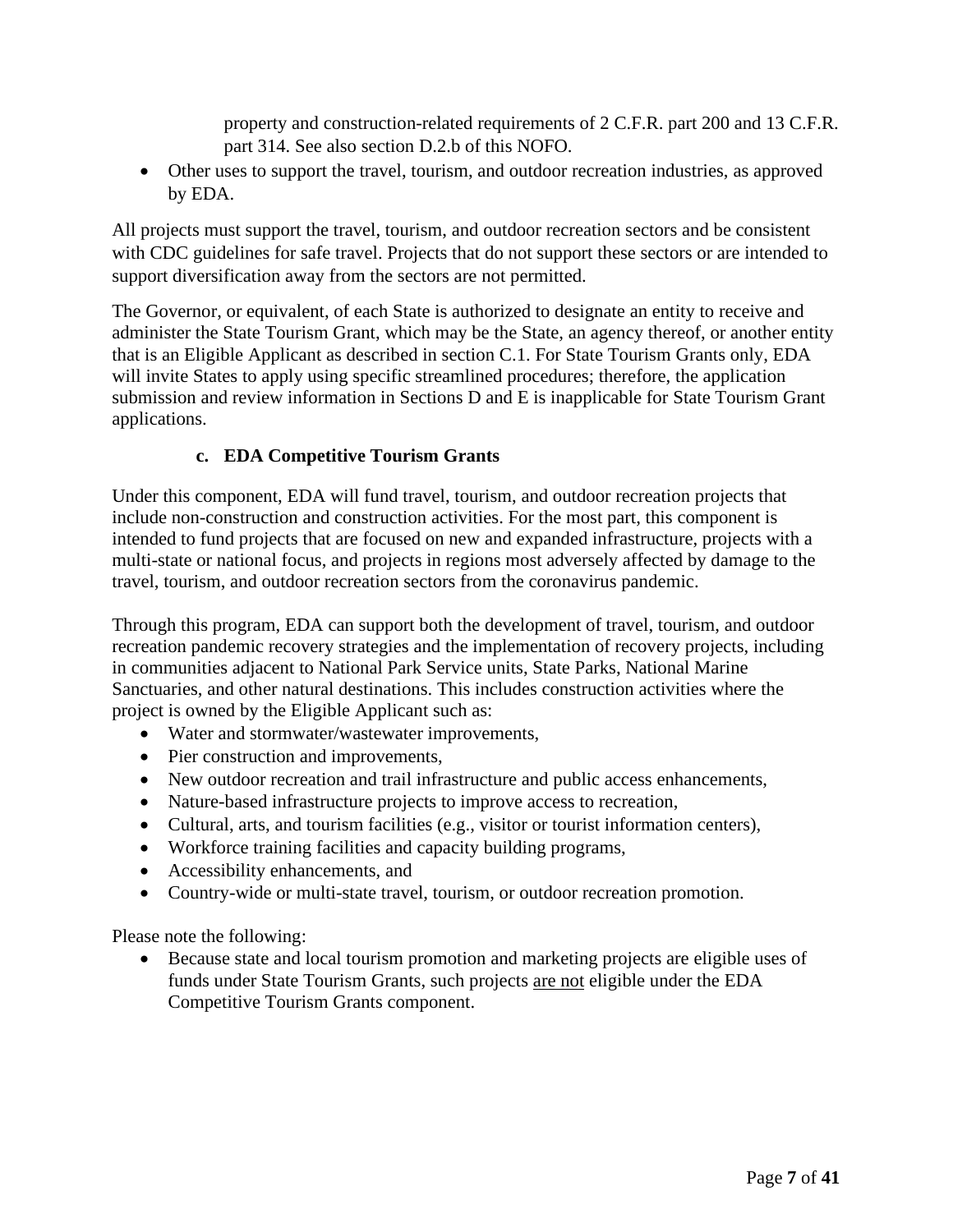property and construction-related requirements of 2 C.F.R. part 200 and 13 C.F.R. part 314. See also section D.2.b of this NOFO.

- Other uses to support the travel, tourism, and outdoor recreation industries, as approved by EDA.

All projects must support the travel, tourism, and outdoor recreation sectors and be consistent with CDC guidelines for safe travel. Projects that do not support these sectors or are intended to support diversification away from the sectors are not permitted.

The Governor, or equivalent, of each State is authorized to designate an entity to receive and administer the State Tourism Grant, which may be the State, an agency thereof, or another entity that is an Eligible Applicant as described in section C.1. For State Tourism Grants only, EDA will invite States to apply using specific streamlined procedures; therefore, the application submission and review information in Sections D and E is inapplicable for State Tourism Grant applications.

### c. EDA Competitive Tourism Grants

Under this component, EDA will fund travel, tourism, and outdoor recreation projects that include non-construction and construction activities. For the most part, this component is intended to fund projects that are focused on new and expanded infrastructure, projects with a multi-state or national focus, and projects in regions most adversely affected by damage to the travel, tourism, and outdoor recreation sectors from the coronavirus pandemic.

Through this program, EDA can support both the development of travel, tourism, and outdoor recreation pandemic recovery strategies and the implementation of recovery projects, including in communities adjacent to National Park Service units, State Parks, National Marine Sanctuaries, and other natural destinations. This includes construction activities where the project is owned by the Eligible Applicant such as:

- Water and stormwater/wastewater improvements,
- Pier construction and improvements,
- New outdoor recreation and trail infrastructure and public access enhancements,
- Nature-based infrastructure projects to improve access to recreation,
- Cultural, arts, and tourism facilities (e.g., visitor or tourist information centers),
- Workforce training facilities and capacity building programs,
- Accessibility enhancements, and
- Country-wide or multi-state travel, tourism, or outdoor recreation promotion.

Please note the following:

- Because state and local tourism promotion and marketing projects are eligible uses of funds under State Tourism Grants, such projects <u>are not</u> eligible under the EDA Competitive Tourism Grants component.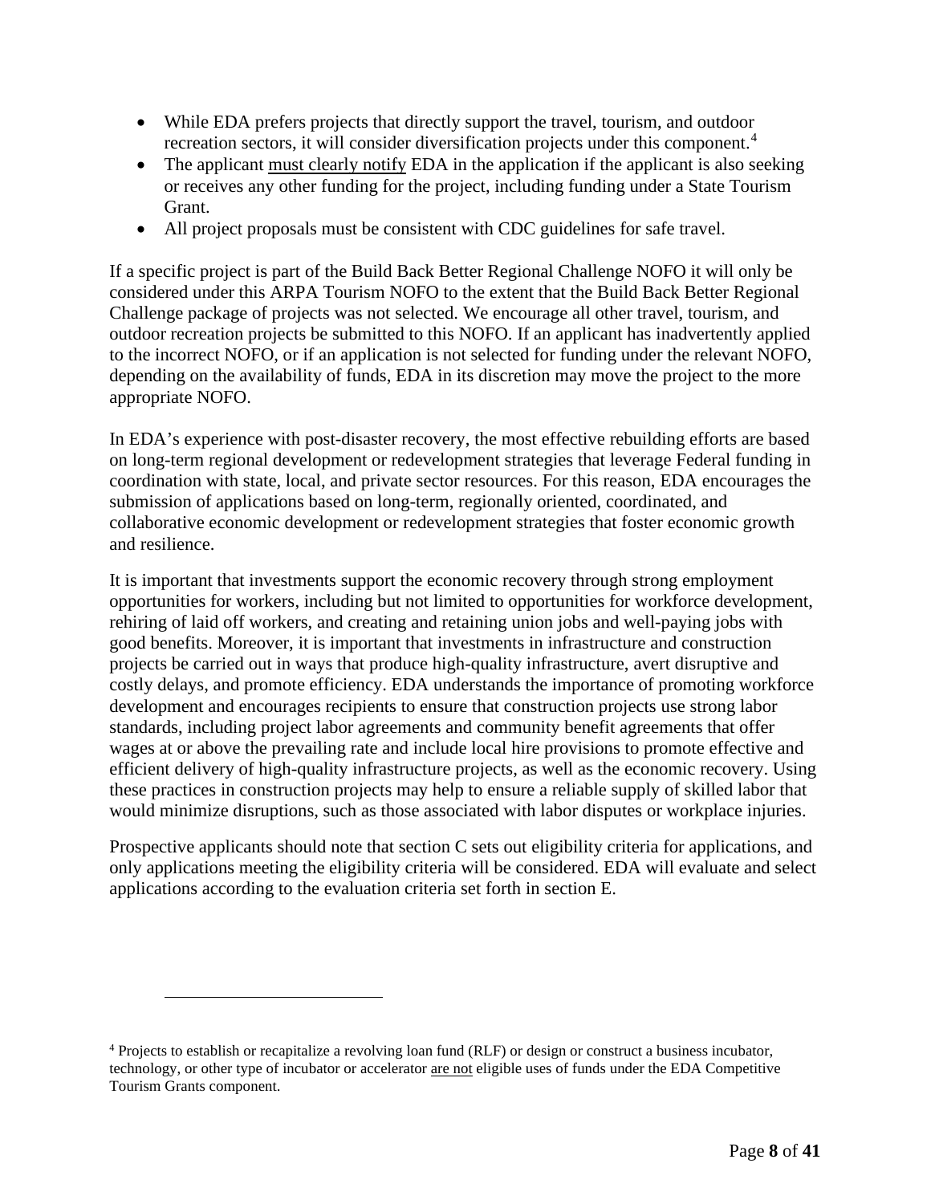- While EDA prefers projects that directly support the travel, tourism, and outdoor recreation sectors, it will consider diversification projects under this component.[4]
- The applicant must clearly notify EDA in the application if the applicant is also seeking or receives any other funding for the project, including funding under a State Tourism Grant.
- All project proposals must be consistent with CDC guidelines for safe travel.

If a specific project is part of the Build Back Better Regional Challenge NOFO it will only be considered under this ARPA Tourism NOFO to the extent that the Build Back Better Regional Challenge package of projects was not selected. We encourage all other travel, tourism, and outdoor recreation projects be submitted to this NOFO. If an applicant has inadvertently applied to the incorrect NOFO, or if an application is not selected for funding under the relevant NOFO, depending on the availability of funds, EDA in its discretion may move the project to the more appropriate NOFO.

In EDA's experience with post-disaster recovery, the most effective rebuilding efforts are based on long-term regional development or redevelopment strategies that leverage Federal funding in coordination with state, local, and private sector resources. For this reason, EDA encourages the submission of applications based on long-term, regionally oriented, coordinated, and collaborative economic development or redevelopment strategies that foster economic growth and resilience.

It is important that investments support the economic recovery through strong employment opportunities for workers, including but not limited to opportunities for workforce development, rehiring of laid off workers, and creating and retaining union jobs and well-paying jobs with good benefits. Moreover, it is important that investments in infrastructure and construction projects be carried out in ways that produce high-quality infrastructure, avert disruptive and costly delays, and promote efficiency. EDA understands the importance of promoting workforce development and encourages recipients to ensure that construction projects use strong labor standards, including project labor agreements and community benefit agreements that offer wages at or above the prevailing rate and include local hire provisions to promote effective and efficient delivery of high-quality infrastructure projects, as well as the economic recovery. Using these practices in construction projects may help to ensure a reliable supply of skilled labor that would minimize disruptions, such as those associated with labor disputes or workplace injuries.

Prospective applicants should note that section C sets out eligibility criteria for applications, and only applications meeting the eligibility criteria will be considered. EDA will evaluate and select applications according to the evaluation criteria set forth in section E.

---

[4] Projects to establish or recapitalize a revolving loan fund (RLF) or design or construct a business incubator, technology, or other type of incubator or accelerator are not eligible uses of funds under the EDA Competitive Tourism Grants component.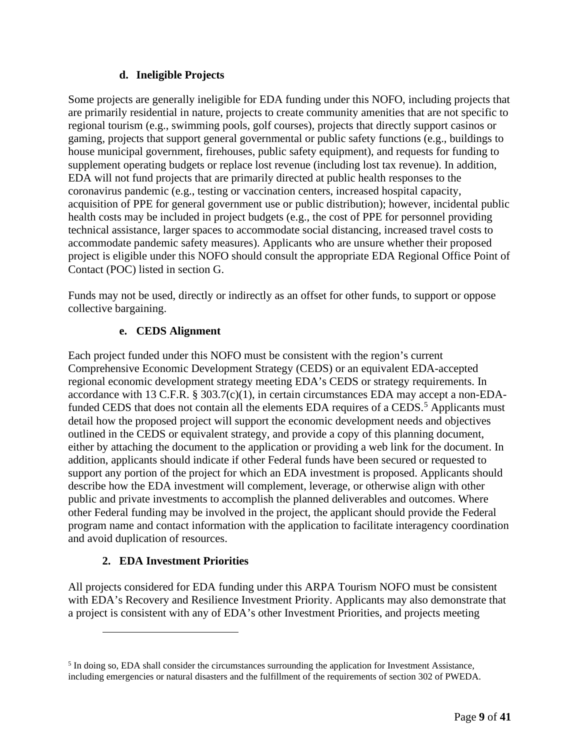#### d. Ineligible Projects

Some projects are generally ineligible for EDA funding under this NOFO, including projects that are primarily residential in nature, projects to create community amenities that are not specific to regional tourism (e.g., swimming pools, golf courses), projects that directly support casinos or gaming, projects that support general governmental or public safety functions (e.g., buildings to house municipal government, firehouses, public safety equipment), and requests for funding to supplement operating budgets or replace lost revenue (including lost tax revenue). In addition, EDA will not fund projects that are primarily directed at public health responses to the coronavirus pandemic (e.g., testing or vaccination centers, increased hospital capacity, acquisition of PPE for general government use or public distribution); however, incidental public health costs may be included in project budgets (e.g., the cost of PPE for personnel providing technical assistance, larger spaces to accommodate social distancing, increased travel costs to accommodate pandemic safety measures). Applicants who are unsure whether their proposed project is eligible under this NOFO should consult the appropriate EDA Regional Office Point of Contact (POC) listed in section G.

Funds may not be used, directly or indirectly as an offset for other funds, to support or oppose collective bargaining.

#### e. CEDS Alignment

Each project funded under this NOFO must be consistent with the region's current Comprehensive Economic Development Strategy (CEDS) or an equivalent EDA-accepted regional economic development strategy meeting EDA's CEDS or strategy requirements. In accordance with 13 C.F.R. § 303.7(c)(1), in certain circumstances EDA may accept a non-EDA-funded CEDS that does not contain all the elements EDA requires of a CEDS.[5] Applicants must detail how the proposed project will support the economic development needs and objectives outlined in the CEDS or equivalent strategy, and provide a copy of this planning document, either by attaching the document to the application or providing a web link for the document. In addition, applicants should indicate if other Federal funds have been secured or requested to support any portion of the project for which an EDA investment is proposed. Applicants should describe how the EDA investment will complement, leverage, or otherwise align with other public and private investments to accomplish the planned deliverables and outcomes. Where other Federal funding may be involved in the project, the applicant should provide the Federal program name and contact information with the application to facilitate interagency coordination and avoid duplication of resources.

### 2. EDA Investment Priorities

All projects considered for EDA funding under this ARPA Tourism NOFO must be consistent with EDA's Recovery and Resilience Investment Priority. Applicants may also demonstrate that a project is consistent with any of EDA's other Investment Priorities, and projects meeting

---

[5] In doing so, EDA shall consider the circumstances surrounding the application for Investment Assistance, including emergencies or natural disasters and the fulfillment of the requirements of section 302 of PWEDA.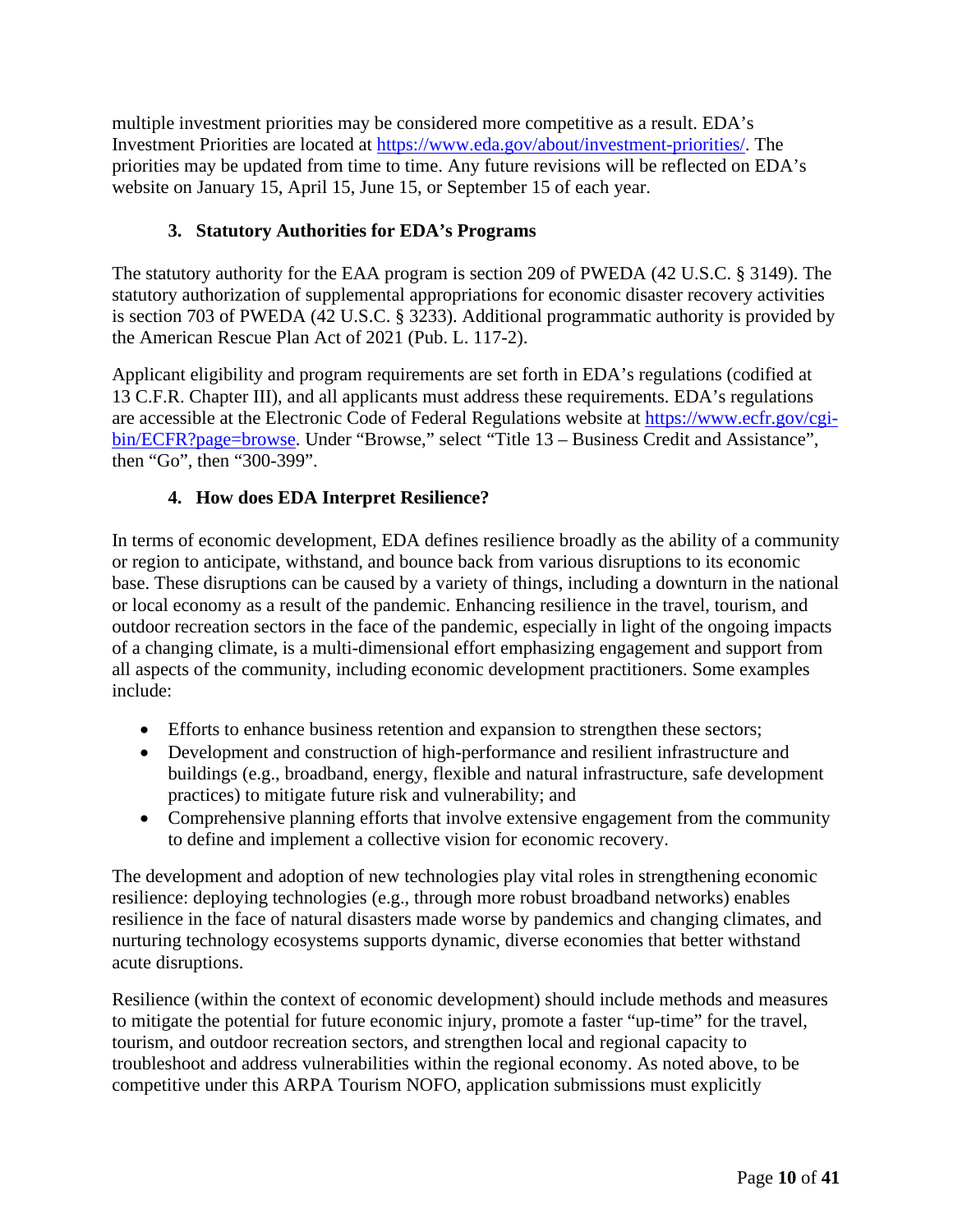multiple investment priorities may be considered more competitive as a result. EDA's Investment Priorities are located at https://www.eda.gov/about/investment-priorities/. The priorities may be updated from time to time. Any future revisions will be reflected on EDA's website on January 15, April 15, June 15, or September 15 of each year.

### 3. Statutory Authorities for EDA's Programs

The statutory authority for the EAA program is section 209 of PWEDA (42 U.S.C. § 3149). The statutory authorization of supplemental appropriations for economic disaster recovery activities is section 703 of PWEDA (42 U.S.C. § 3233). Additional programmatic authority is provided by the American Rescue Plan Act of 2021 (Pub. L. 117-2).

Applicant eligibility and program requirements are set forth in EDA's regulations (codified at 13 C.F.R. Chapter III), and all applicants must address these requirements. EDA's regulations are accessible at the Electronic Code of Federal Regulations website at https://www.ecfr.gov/cgi-bin/ECFR?page=browse. Under "Browse," select "Title 13 – Business Credit and Assistance", then "Go", then "300-399".

### 4. How does EDA Interpret Resilience?

In terms of economic development, EDA defines resilience broadly as the ability of a community or region to anticipate, withstand, and bounce back from various disruptions to its economic base. These disruptions can be caused by a variety of things, including a downturn in the national or local economy as a result of the pandemic. Enhancing resilience in the travel, tourism, and outdoor recreation sectors in the face of the pandemic, especially in light of the ongoing impacts of a changing climate, is a multi-dimensional effort emphasizing engagement and support from all aspects of the community, including economic development practitioners. Some examples include:

- Efforts to enhance business retention and expansion to strengthen these sectors;
- Development and construction of high-performance and resilient infrastructure and buildings (e.g., broadband, energy, flexible and natural infrastructure, safe development practices) to mitigate future risk and vulnerability; and
- Comprehensive planning efforts that involve extensive engagement from the community to define and implement a collective vision for economic recovery.

The development and adoption of new technologies play vital roles in strengthening economic resilience: deploying technologies (e.g., through more robust broadband networks) enables resilience in the face of natural disasters made worse by pandemics and changing climates, and nurturing technology ecosystems supports dynamic, diverse economies that better withstand acute disruptions.

Resilience (within the context of economic development) should include methods and measures to mitigate the potential for future economic injury, promote a faster "up-time" for the travel, tourism, and outdoor recreation sectors, and strengthen local and regional capacity to troubleshoot and address vulnerabilities within the regional economy. As noted above, to be competitive under this ARPA Tourism NOFO, application submissions must explicitly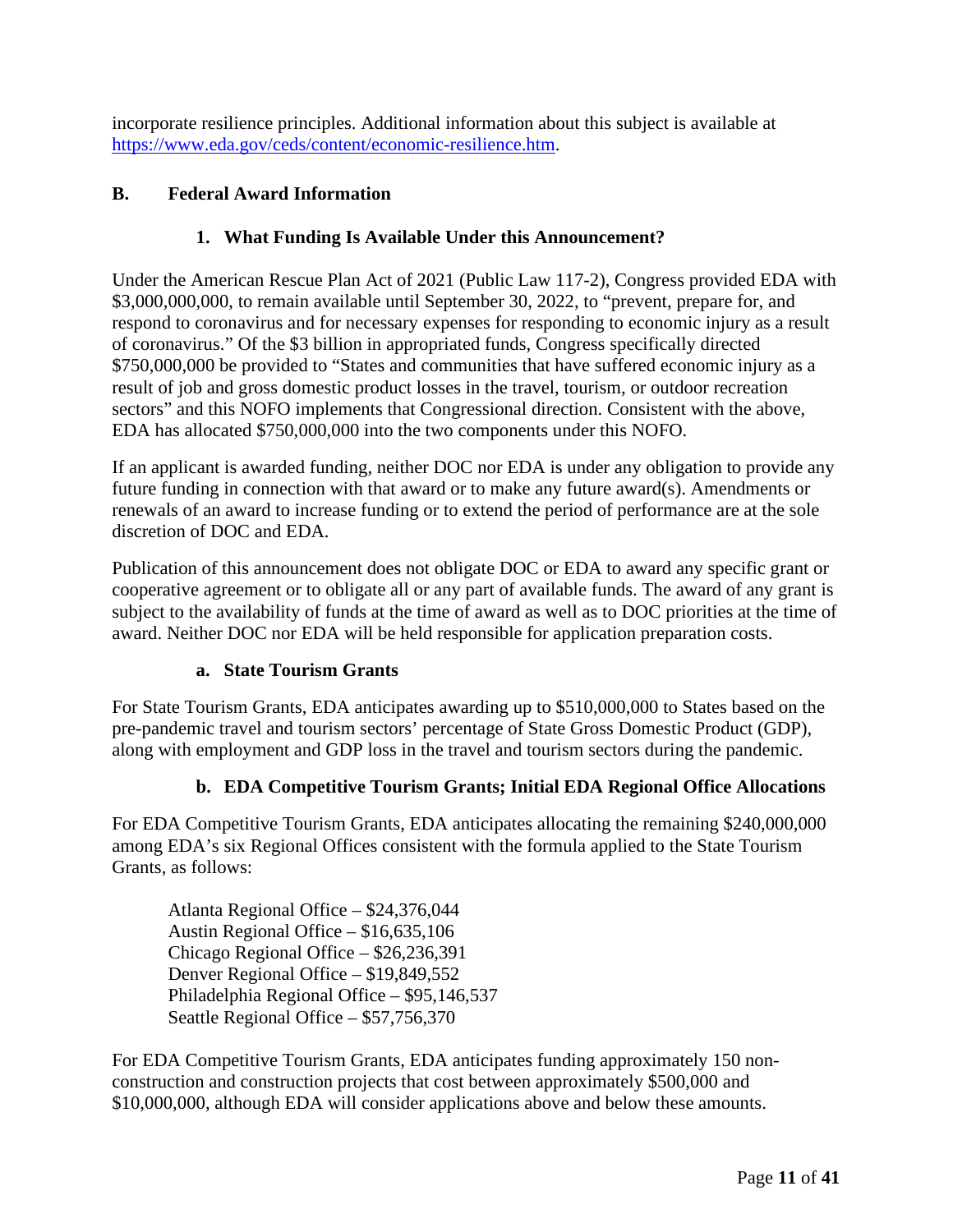incorporate resilience principles. Additional information about this subject is available at [https://www.eda.gov/ceds/content/economic-resilience.htm](https://www.eda.gov/ceds/content/economic-resilience.htm).

## B. Federal Award Information

### 1. What Funding Is Available Under this Announcement?

Under the American Rescue Plan Act of 2021 (Public Law 117-2), Congress provided EDA with $3,000,000,000, to remain available until September 30, 2022, to "prevent, prepare for, and respond to coronavirus and for necessary expenses for responding to economic injury as a result of coronavirus." Of the $3 billion in appropriated funds, Congress specifically directed $750,000,000 be provided to "States and communities that have suffered economic injury as a result of job and gross domestic product losses in the travel, tourism, or outdoor recreation sectors" and this NOFO implements that Congressional direction. Consistent with the above, EDA has allocated $750,000,000 into the two components under this NOFO.

If an applicant is awarded funding, neither DOC nor EDA is under any obligation to provide any future funding in connection with that award or to make any future award(s). Amendments or renewals of an award to increase funding or to extend the period of performance are at the sole discretion of DOC and EDA.

Publication of this announcement does not obligate DOC or EDA to award any specific grant or cooperative agreement or to obligate all or any part of available funds. The award of any grant is subject to the availability of funds at the time of award as well as to DOC priorities at the time of award. Neither DOC nor EDA will be held responsible for application preparation costs.

#### a. State Tourism Grants

For State Tourism Grants, EDA anticipates awarding up to $510,000,000 to States based on the pre-pandemic travel and tourism sectors' percentage of State Gross Domestic Product (GDP), along with employment and GDP loss in the travel and tourism sectors during the pandemic.

#### b. EDA Competitive Tourism Grants; Initial EDA Regional Office Allocations

For EDA Competitive Tourism Grants, EDA anticipates allocating the remaining $240,000,000 among EDA's six Regional Offices consistent with the formula applied to the State Tourism Grants, as follows:

Atlanta Regional Office – $24,376,044  
Austin Regional Office – $16,635,106  
Chicago Regional Office – $26,236,391  
Denver Regional Office – $19,849,552  
Philadelphia Regional Office – $95,146,537  
Seattle Regional Office – $57,756,370

For EDA Competitive Tourism Grants, EDA anticipates funding approximately 150 non-construction and construction projects that cost between approximately $500,000 and $10,000,000, although EDA will consider applications above and below these amounts.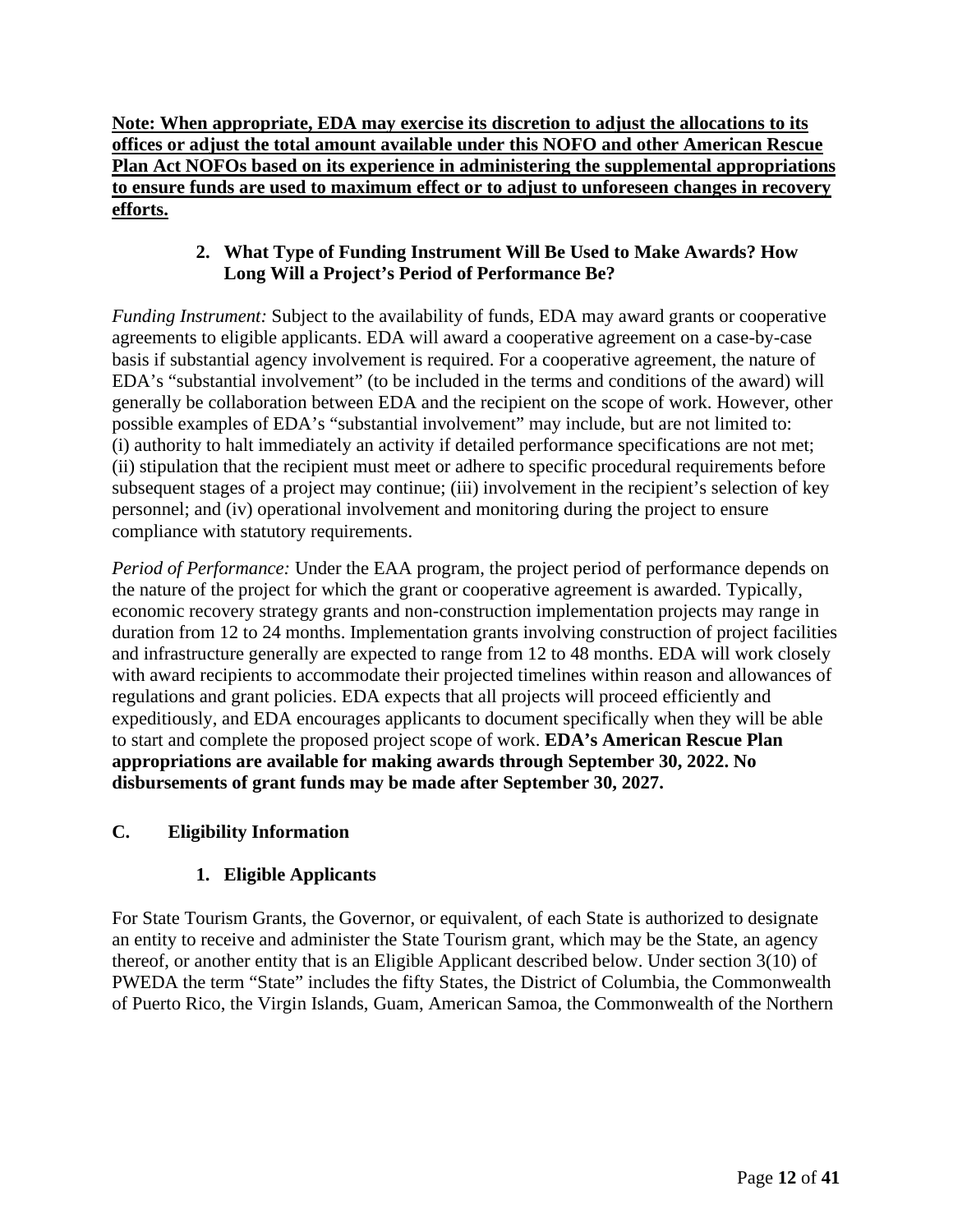**<u>Note: When appropriate, EDA may exercise its discretion to adjust the allocations to its offices or adjust the total amount available under this NOFO and other American Rescue Plan Act NOFOs based on its experience in administering the supplemental appropriations to ensure funds are used to maximum effect or to adjust to unforeseen changes in recovery efforts.</u>**

### 2. What Type of Funding Instrument Will Be Used to Make Awards? How Long Will a Project's Period of Performance Be?

*Funding Instrument:* Subject to the availability of funds, EDA may award grants or cooperative agreements to eligible applicants. EDA will award a cooperative agreement on a case-by-case basis if substantial agency involvement is required. For a cooperative agreement, the nature of EDA's "substantial involvement" (to be included in the terms and conditions of the award) will generally be collaboration between EDA and the recipient on the scope of work. However, other possible examples of EDA's "substantial involvement" may include, but are not limited to: (i) authority to halt immediately an activity if detailed performance specifications are not met; (ii) stipulation that the recipient must meet or adhere to specific procedural requirements before subsequent stages of a project may continue; (iii) involvement in the recipient's selection of key personnel; and (iv) operational involvement and monitoring during the project to ensure compliance with statutory requirements.

*Period of Performance:* Under the EAA program, the project period of performance depends on the nature of the project for which the grant or cooperative agreement is awarded. Typically, economic recovery strategy grants and non-construction implementation projects may range in duration from 12 to 24 months. Implementation grants involving construction of project facilities and infrastructure generally are expected to range from 12 to 48 months. EDA will work closely with award recipients to accommodate their projected timelines within reason and allowances of regulations and grant policies. EDA expects that all projects will proceed efficiently and expeditiously, and EDA encourages applicants to document specifically when they will be able to start and complete the proposed project scope of work. **EDA's American Rescue Plan appropriations are available for making awards through September 30, 2022. No disbursements of grant funds may be made after September 30, 2027.**

## C. Eligibility Information

### 1. Eligible Applicants

For State Tourism Grants, the Governor, or equivalent, of each State is authorized to designate an entity to receive and administer the State Tourism grant, which may be the State, an agency thereof, or another entity that is an Eligible Applicant described below. Under section 3(10) of PWEDA the term "State" includes the fifty States, the District of Columbia, the Commonwealth of Puerto Rico, the Virgin Islands, Guam, American Samoa, the Commonwealth of the Northern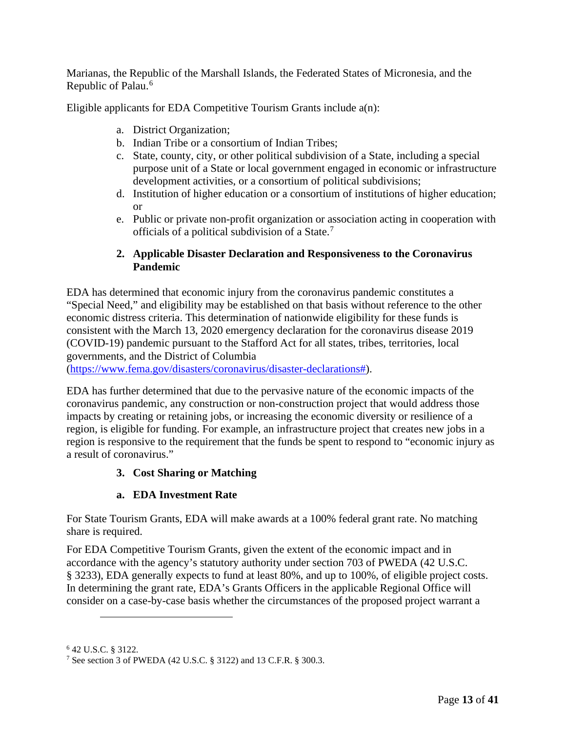Marianas, the Republic of the Marshall Islands, the Federated States of Micronesia, and the Republic of Palau.[6]

Eligible applicants for EDA Competitive Tourism Grants include a(n):

a. District Organization;
b. Indian Tribe or a consortium of Indian Tribes;
c. State, county, city, or other political subdivision of a State, including a special purpose unit of a State or local government engaged in economic or infrastructure development activities, or a consortium of political subdivisions;
d. Institution of higher education or a consortium of institutions of higher education; or
e. Public or private non-profit organization or association acting in cooperation with officials of a political subdivision of a State.[7]

### 2. Applicable Disaster Declaration and Responsiveness to the Coronavirus Pandemic

EDA has determined that economic injury from the coronavirus pandemic constitutes a "Special Need," and eligibility may be established on that basis without reference to the other economic distress criteria. This determination of nationwide eligibility for these funds is consistent with the March 13, 2020 emergency declaration for the coronavirus disease 2019 (COVID-19) pandemic pursuant to the Stafford Act for all states, tribes, territories, local governments, and the District of Columbia (https://www.fema.gov/disasters/coronavirus/disaster-declarations#).

EDA has further determined that due to the pervasive nature of the economic impacts of the coronavirus pandemic, any construction or non-construction project that would address those impacts by creating or retaining jobs, or increasing the economic diversity or resilience of a region, is eligible for funding. For example, an infrastructure project that creates new jobs in a region is responsive to the requirement that the funds be spent to respond to "economic injury as a result of coronavirus."

### 3. Cost Sharing or Matching

#### a. EDA Investment Rate

For State Tourism Grants, EDA will make awards at a 100% federal grant rate. No matching share is required.

For EDA Competitive Tourism Grants, given the extent of the economic impact and in accordance with the agency's statutory authority under section 703 of PWEDA (42 U.S.C. § 3233), EDA generally expects to fund at least 80%, and up to 100%, of eligible project costs. In determining the grant rate, EDA's Grants Officers in the applicable Regional Office will consider on a case-by-case basis whether the circumstances of the proposed project warrant a

---

[6] 42 U.S.C. § 3122.

[7] See section 3 of PWEDA (42 U.S.C. § 3122) and 13 C.F.R. § 300.3.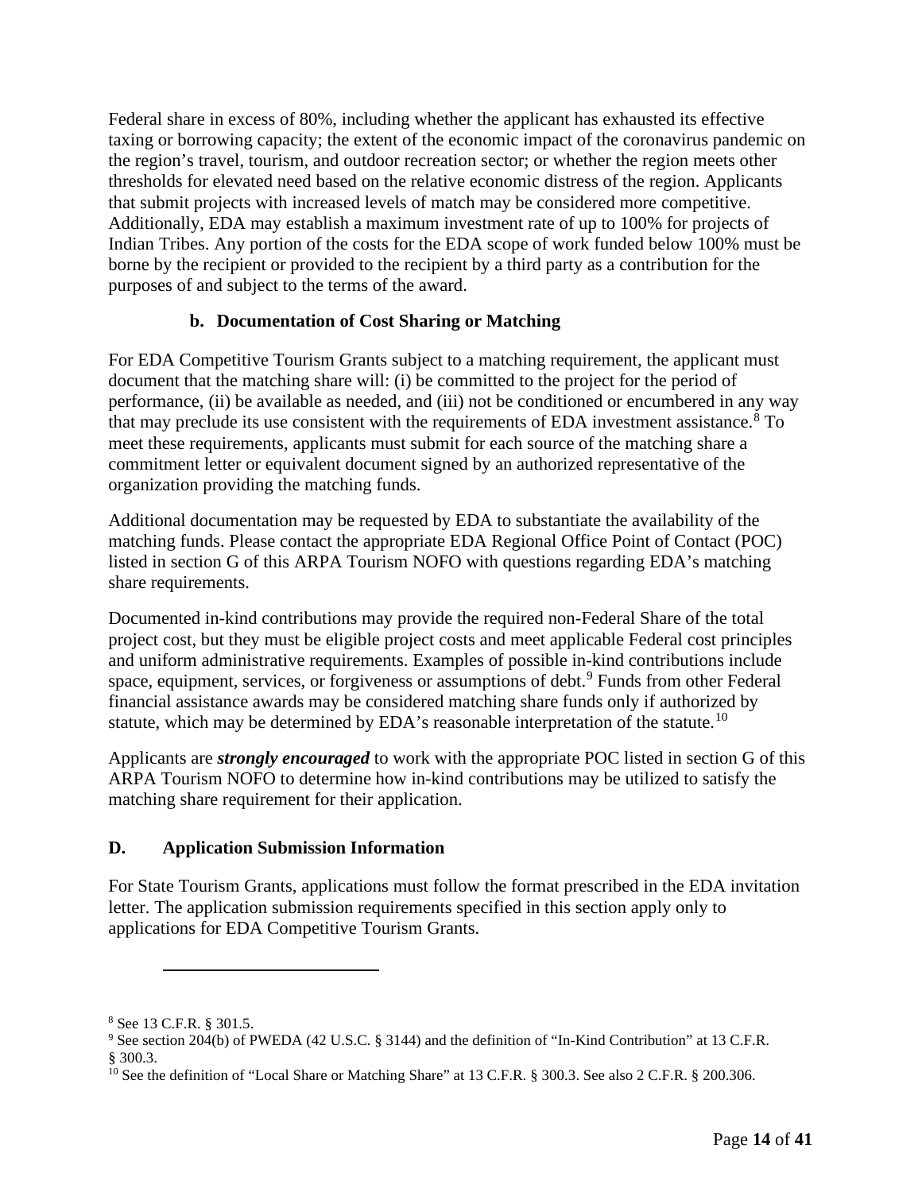Federal share in excess of 80%, including whether the applicant has exhausted its effective taxing or borrowing capacity; the extent of the economic impact of the coronavirus pandemic on the region's travel, tourism, and outdoor recreation sector; or whether the region meets other thresholds for elevated need based on the relative economic distress of the region. Applicants that submit projects with increased levels of match may be considered more competitive. Additionally, EDA may establish a maximum investment rate of up to 100% for projects of Indian Tribes. Any portion of the costs for the EDA scope of work funded below 100% must be borne by the recipient or provided to the recipient by a third party as a contribution for the purposes of and subject to the terms of the award.

#### b. Documentation of Cost Sharing or Matching

For EDA Competitive Tourism Grants subject to a matching requirement, the applicant must document that the matching share will: (i) be committed to the project for the period of performance, (ii) be available as needed, and (iii) not be conditioned or encumbered in any way that may preclude its use consistent with the requirements of EDA investment assistance.[8] To meet these requirements, applicants must submit for each source of the matching share a commitment letter or equivalent document signed by an authorized representative of the organization providing the matching funds.

Additional documentation may be requested by EDA to substantiate the availability of the matching funds. Please contact the appropriate EDA Regional Office Point of Contact (POC) listed in section G of this ARPA Tourism NOFO with questions regarding EDA's matching share requirements.

Documented in-kind contributions may provide the required non-Federal Share of the total project cost, but they must be eligible project costs and meet applicable Federal cost principles and uniform administrative requirements. Examples of possible in-kind contributions include space, equipment, services, or forgiveness or assumptions of debt.[9] Funds from other Federal financial assistance awards may be considered matching share funds only if authorized by statute, which may be determined by EDA's reasonable interpretation of the statute.[10]

Applicants are ***strongly encouraged*** to work with the appropriate POC listed in section G of this ARPA Tourism NOFO to determine how in-kind contributions may be utilized to satisfy the matching share requirement for their application.

### D. Application Submission Information

For State Tourism Grants, applications must follow the format prescribed in the EDA invitation letter. The application submission requirements specified in this section apply only to applications for EDA Competitive Tourism Grants.

---

[8] See 13 C.F.R. § 301.5.

[9] See section 204(b) of PWEDA (42 U.S.C. § 3144) and the definition of "In-Kind Contribution" at 13 C.F.R. § 300.3.

[10] See the definition of "Local Share or Matching Share" at 13 C.F.R. § 300.3. See also 2 C.F.R. § 200.306.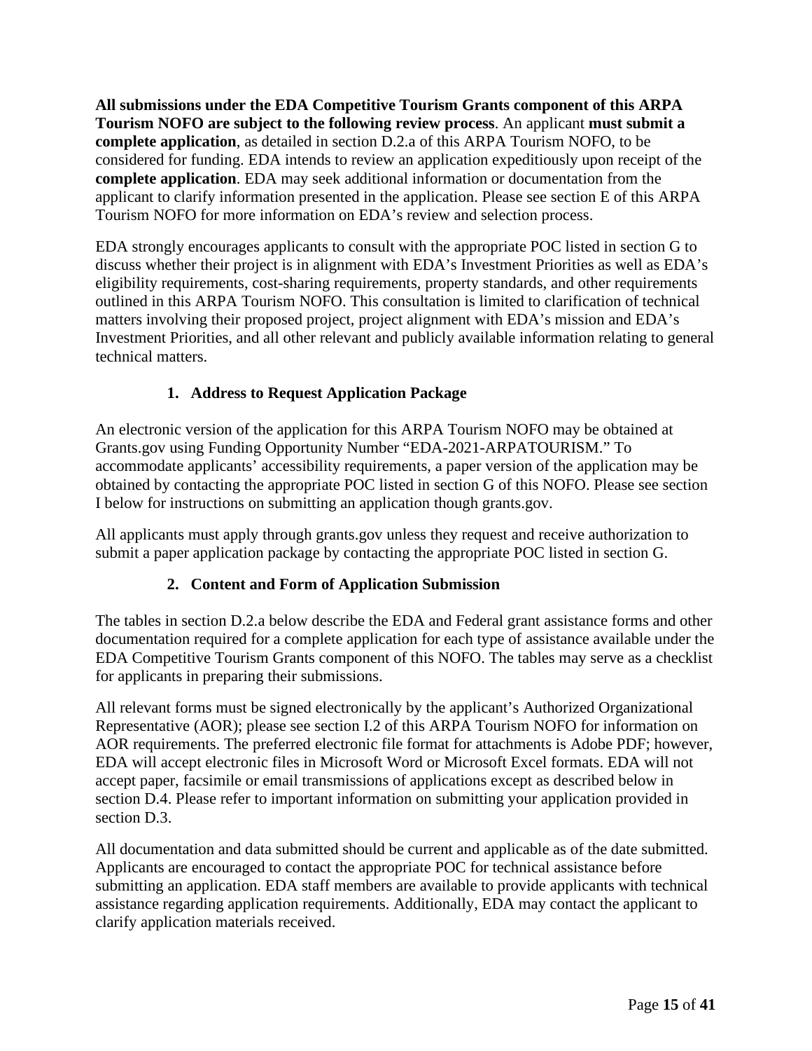**All submissions under the EDA Competitive Tourism Grants component of this ARPA Tourism NOFO are subject to the following review process**. An applicant **must submit a complete application**, as detailed in section D.2.a of this ARPA Tourism NOFO, to be considered for funding. EDA intends to review an application expeditiously upon receipt of the **complete application**. EDA may seek additional information or documentation from the applicant to clarify information presented in the application. Please see section E of this ARPA Tourism NOFO for more information on EDA's review and selection process.

EDA strongly encourages applicants to consult with the appropriate POC listed in section G to discuss whether their project is in alignment with EDA's Investment Priorities as well as EDA's eligibility requirements, cost-sharing requirements, property standards, and other requirements outlined in this ARPA Tourism NOFO. This consultation is limited to clarification of technical matters involving their proposed project, project alignment with EDA's mission and EDA's Investment Priorities, and all other relevant and publicly available information relating to general technical matters.

### 1. Address to Request Application Package

An electronic version of the application for this ARPA Tourism NOFO may be obtained at Grants.gov using Funding Opportunity Number "EDA-2021-ARPATOURISM." To accommodate applicants' accessibility requirements, a paper version of the application may be obtained by contacting the appropriate POC listed in section G of this NOFO. Please see section I below for instructions on submitting an application though grants.gov.

All applicants must apply through grants.gov unless they request and receive authorization to submit a paper application package by contacting the appropriate POC listed in section G.

### 2. Content and Form of Application Submission

The tables in section D.2.a below describe the EDA and Federal grant assistance forms and other documentation required for a complete application for each type of assistance available under the EDA Competitive Tourism Grants component of this NOFO. The tables may serve as a checklist for applicants in preparing their submissions.

All relevant forms must be signed electronically by the applicant's Authorized Organizational Representative (AOR); please see section I.2 of this ARPA Tourism NOFO for information on AOR requirements. The preferred electronic file format for attachments is Adobe PDF; however, EDA will accept electronic files in Microsoft Word or Microsoft Excel formats. EDA will not accept paper, facsimile or email transmissions of applications except as described below in section D.4. Please refer to important information on submitting your application provided in section D.3.

All documentation and data submitted should be current and applicable as of the date submitted. Applicants are encouraged to contact the appropriate POC for technical assistance before submitting an application. EDA staff members are available to provide applicants with technical assistance regarding application requirements. Additionally, EDA may contact the applicant to clarify application materials received.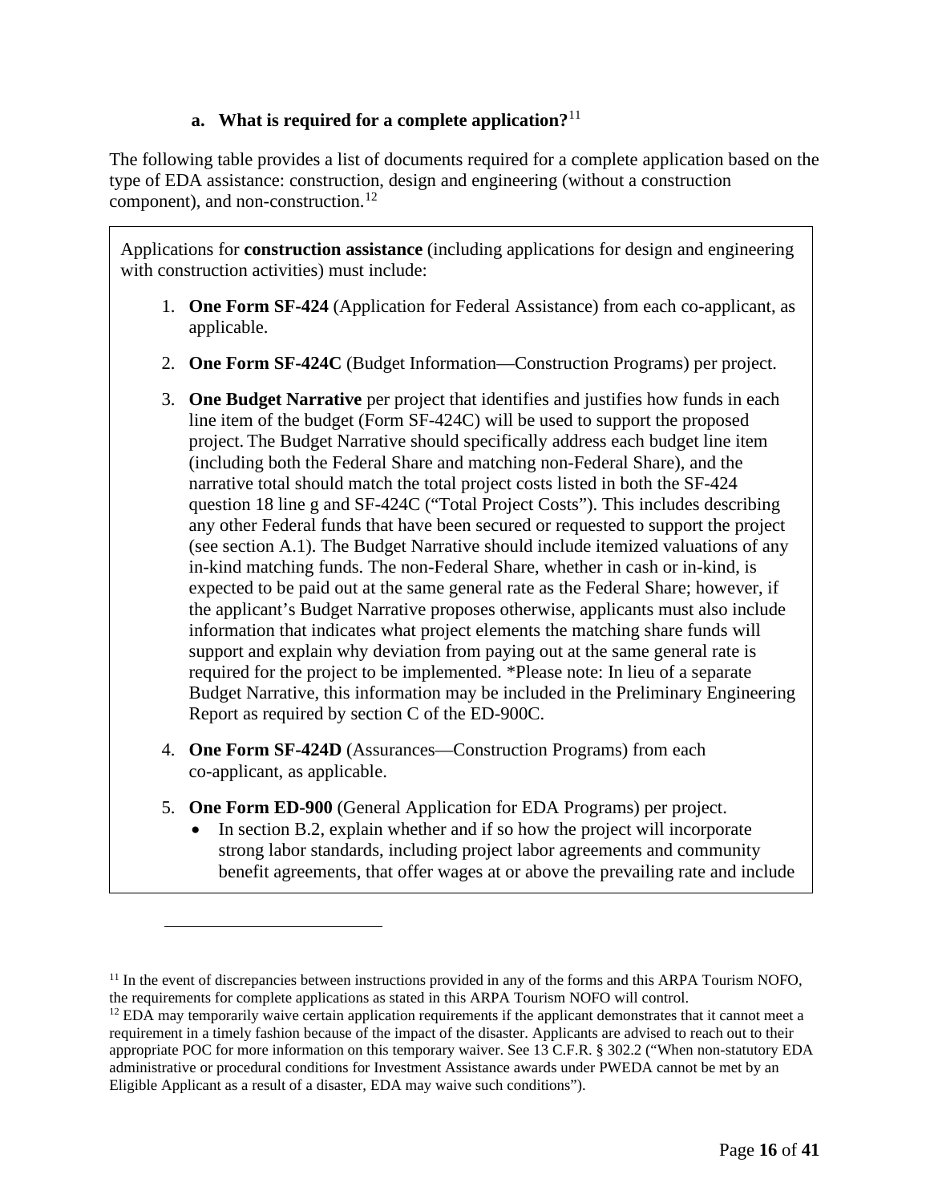#### a. What is required for a complete application?[11]

The following table provides a list of documents required for a complete application based on the type of EDA assistance: construction, design and engineering (without a construction component), and non-construction.[12]

Applications for **construction assistance** (including applications for design and engineering with construction activities) must include:

1. **One Form SF-424** (Application for Federal Assistance) from each co-applicant, as applicable.

2. **One Form SF-424C** (Budget Information—Construction Programs) per project.

3. **One Budget Narrative** per project that identifies and justifies how funds in each line item of the budget (Form SF-424C) will be used to support the proposed project. The Budget Narrative should specifically address each budget line item (including both the Federal Share and matching non-Federal Share), and the narrative total should match the total project costs listed in both the SF-424 question 18 line g and SF-424C ("Total Project Costs"). This includes describing any other Federal funds that have been secured or requested to support the project (see section A.1). The Budget Narrative should include itemized valuations of any in-kind matching funds. The non-Federal Share, whether in cash or in-kind, is expected to be paid out at the same general rate as the Federal Share; however, if the applicant's Budget Narrative proposes otherwise, applicants must also include information that indicates what project elements the matching share funds will support and explain why deviation from paying out at the same general rate is required for the project to be implemented. *Please note: In lieu of a separate Budget Narrative, this information may be included in the Preliminary Engineering Report as required by section C of the ED-900C.

4. **One Form SF-424D** (Assurances—Construction Programs) from each co-applicant, as applicable.

5. **One Form ED-900** (General Application for EDA Programs) per project.
   - In section B.2, explain whether and if so how the project will incorporate strong labor standards, including project labor agreements and community benefit agreements, that offer wages at or above the prevailing rate and include

---

[11] In the event of discrepancies between instructions provided in any of the forms and this ARPA Tourism NOFO, the requirements for complete applications as stated in this ARPA Tourism NOFO will control.

[12] EDA may temporarily waive certain application requirements if the applicant demonstrates that it cannot meet a requirement in a timely fashion because of the impact of the disaster. Applicants are advised to reach out to their appropriate POC for more information on this temporary waiver. See 13 C.F.R. § 302.2 ("When non-statutory EDA administrative or procedural conditions for Investment Assistance awards under PWEDA cannot be met by an Eligible Applicant as a result of a disaster, EDA may waive such conditions").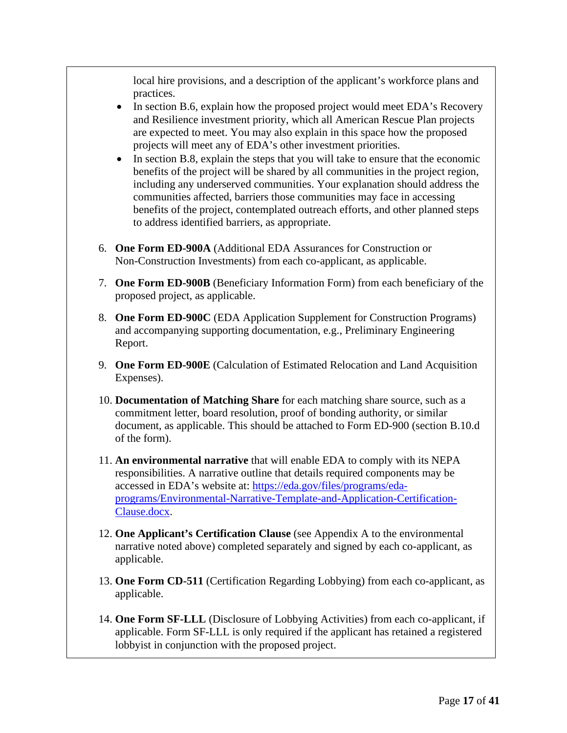local hire provisions, and a description of the applicant's workforce plans and practices.

- In section B.6, explain how the proposed project would meet EDA's Recovery and Resilience investment priority, which all American Rescue Plan projects are expected to meet. You may also explain in this space how the proposed projects will meet any of EDA's other investment priorities.
- In section B.8, explain the steps that you will take to ensure that the economic benefits of the project will be shared by all communities in the project region, including any underserved communities. Your explanation should address the communities affected, barriers those communities may face in accessing benefits of the project, contemplated outreach efforts, and other planned steps to address identified barriers, as appropriate.

6. **One Form ED-900A** (Additional EDA Assurances for Construction or Non-Construction Investments) from each co-applicant, as applicable.

7. **One Form ED-900B** (Beneficiary Information Form) from each beneficiary of the proposed project, as applicable.

8. **One Form ED-900C** (EDA Application Supplement for Construction Programs) and accompanying supporting documentation, e.g., Preliminary Engineering Report.

9. **One Form ED-900E** (Calculation of Estimated Relocation and Land Acquisition Expenses).

10. **Documentation of Matching Share** for each matching share source, such as a commitment letter, board resolution, proof of bonding authority, or similar document, as applicable. This should be attached to Form ED-900 (section B.10.d of the form).

11. **An environmental narrative** that will enable EDA to comply with its NEPA responsibilities. A narrative outline that details required components may be accessed in EDA's website at: [https://eda.gov/files/programs/eda-programs/Environmental-Narrative-Template-and-Application-Certification-Clause.docx](https://eda.gov/files/programs/eda-programs/Environmental-Narrative-Template-and-Application-Certification-Clause.docx).

12. **One Applicant's Certification Clause** (see Appendix A to the environmental narrative noted above) completed separately and signed by each co-applicant, as applicable.

13. **One Form CD-511** (Certification Regarding Lobbying) from each co-applicant, as applicable.

14. **One Form SF-LLL** (Disclosure of Lobbying Activities) from each co-applicant, if applicable. Form SF-LLL is only required if the applicant has retained a registered lobbyist in conjunction with the proposed project.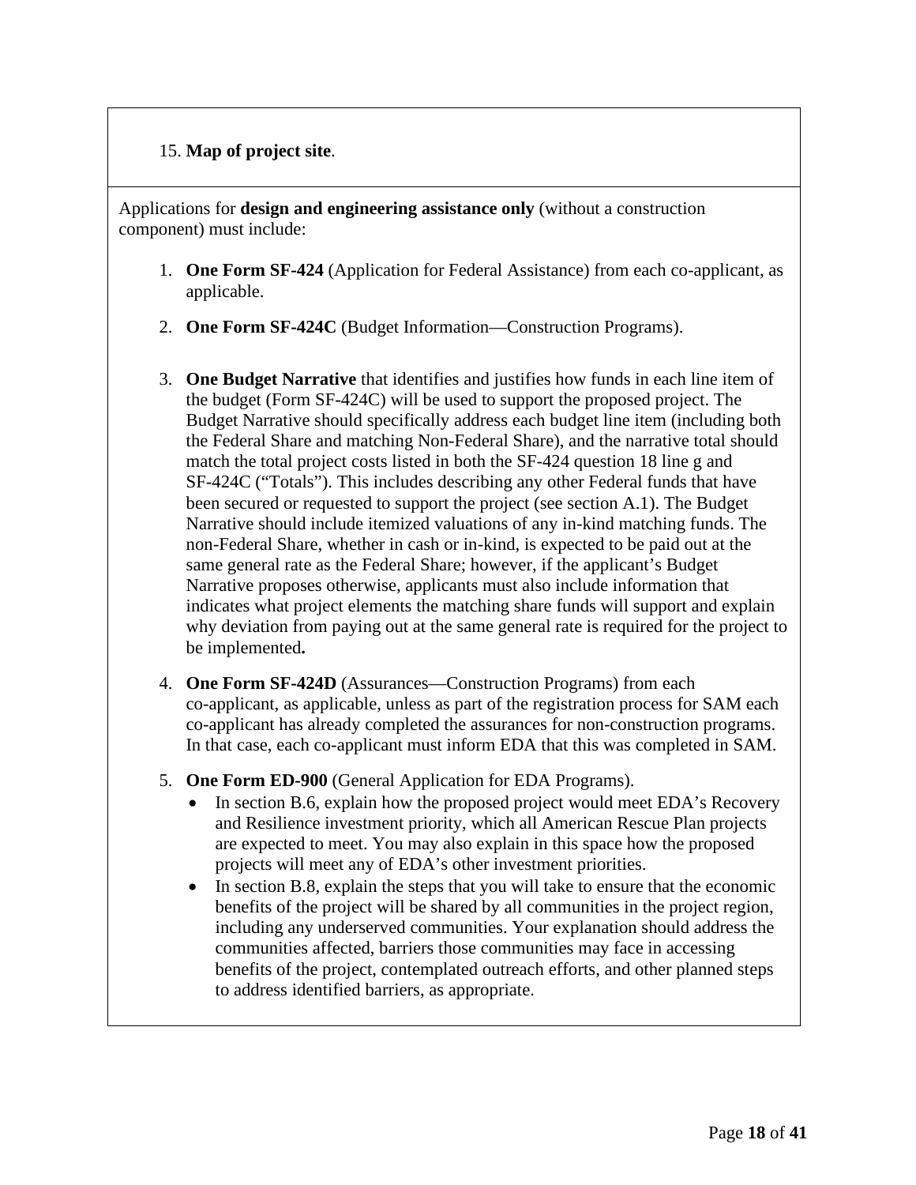15. **Map of project site**.

Applications for **design and engineering assistance only** (without a construction component) must include:

1. **One Form SF-424** (Application for Federal Assistance) from each co-applicant, as applicable.
2. **One Form SF-424C** (Budget Information—Construction Programs).
3. **One Budget Narrative** that identifies and justifies how funds in each line item of the budget (Form SF-424C) will be used to support the proposed project. The Budget Narrative should specifically address each budget line item (including both the Federal Share and matching Non-Federal Share), and the narrative total should match the total project costs listed in both the SF-424 question 18 line g and SF-424C ("Totals"). This includes describing any other Federal funds that have been secured or requested to support the project (see section A.1). The Budget Narrative should include itemized valuations of any in-kind matching funds. The non-Federal Share, whether in cash or in-kind, is expected to be paid out at the same general rate as the Federal Share; however, if the applicant's Budget Narrative proposes otherwise, applicants must also include information that indicates what project elements the matching share funds will support and explain why deviation from paying out at the same general rate is required for the project to be implemented**.**
4. **One Form SF-424D** (Assurances—Construction Programs) from each co-applicant, as applicable, unless as part of the registration process for SAM each co-applicant has already completed the assurances for non-construction programs. In that case, each co-applicant must inform EDA that this was completed in SAM.
5. **One Form ED-900** (General Application for EDA Programs).
   - In section B.6, explain how the proposed project would meet EDA's Recovery and Resilience investment priority, which all American Rescue Plan projects are expected to meet. You may also explain in this space how the proposed projects will meet any of EDA's other investment priorities.
   - In section B.8, explain the steps that you will take to ensure that the economic benefits of the project will be shared by all communities in the project region, including any underserved communities. Your explanation should address the communities affected, barriers those communities may face in accessing benefits of the project, contemplated outreach efforts, and other planned steps to address identified barriers, as appropriate.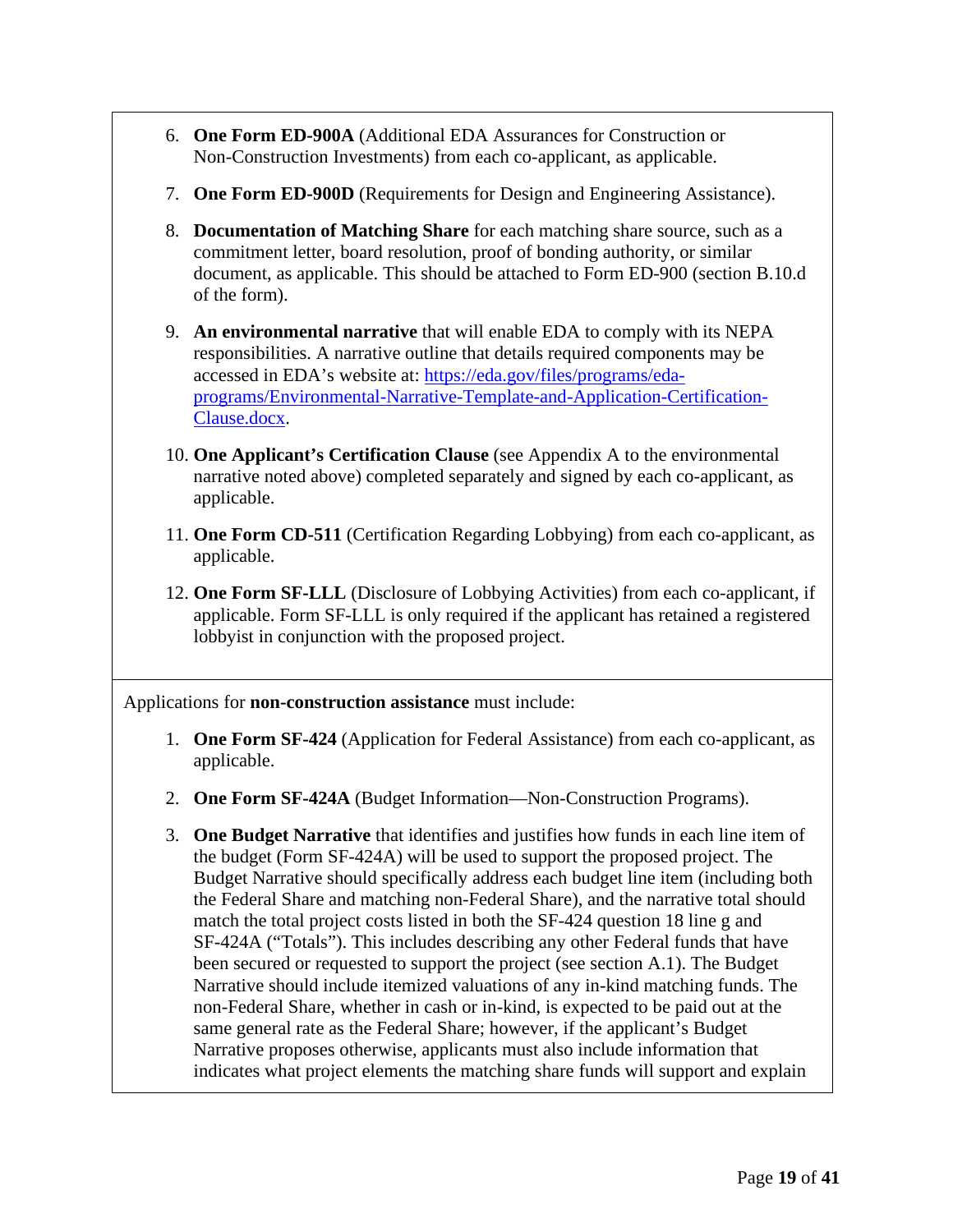6. **One Form ED-900A** (Additional EDA Assurances for Construction or Non-Construction Investments) from each co-applicant, as applicable.
7. **One Form ED-900D** (Requirements for Design and Engineering Assistance).
8. **Documentation of Matching Share** for each matching share source, such as a commitment letter, board resolution, proof of bonding authority, or similar document, as applicable. This should be attached to Form ED-900 (section B.10.d of the form).
9. **An environmental narrative** that will enable EDA to comply with its NEPA responsibilities. A narrative outline that details required components may be accessed in EDA's website at: [https://eda.gov/files/programs/eda-programs/Environmental-Narrative-Template-and-Application-Certification-Clause.docx](https://eda.gov/files/programs/eda-programs/Environmental-Narrative-Template-and-Application-Certification-Clause.docx).
10. **One Applicant's Certification Clause** (see Appendix A to the environmental narrative noted above) completed separately and signed by each co-applicant, as applicable.
11. **One Form CD-511** (Certification Regarding Lobbying) from each co-applicant, as applicable.
12. **One Form SF-LLL** (Disclosure of Lobbying Activities) from each co-applicant, if applicable. Form SF-LLL is only required if the applicant has retained a registered lobbyist in conjunction with the proposed project.

Applications for **non-construction assistance** must include:

1. **One Form SF-424** (Application for Federal Assistance) from each co-applicant, as applicable.
2. **One Form SF-424A** (Budget Information—Non-Construction Programs).
3. **One Budget Narrative** that identifies and justifies how funds in each line item of the budget (Form SF-424A) will be used to support the proposed project. The Budget Narrative should specifically address each budget line item (including both the Federal Share and matching non-Federal Share), and the narrative total should match the total project costs listed in both the SF-424 question 18 line g and SF-424A ("Totals"). This includes describing any other Federal funds that have been secured or requested to support the project (see section A.1). The Budget Narrative should include itemized valuations of any in-kind matching funds. The non-Federal Share, whether in cash or in-kind, is expected to be paid out at the same general rate as the Federal Share; however, if the applicant's Budget Narrative proposes otherwise, applicants must also include information that indicates what project elements the matching share funds will support and explain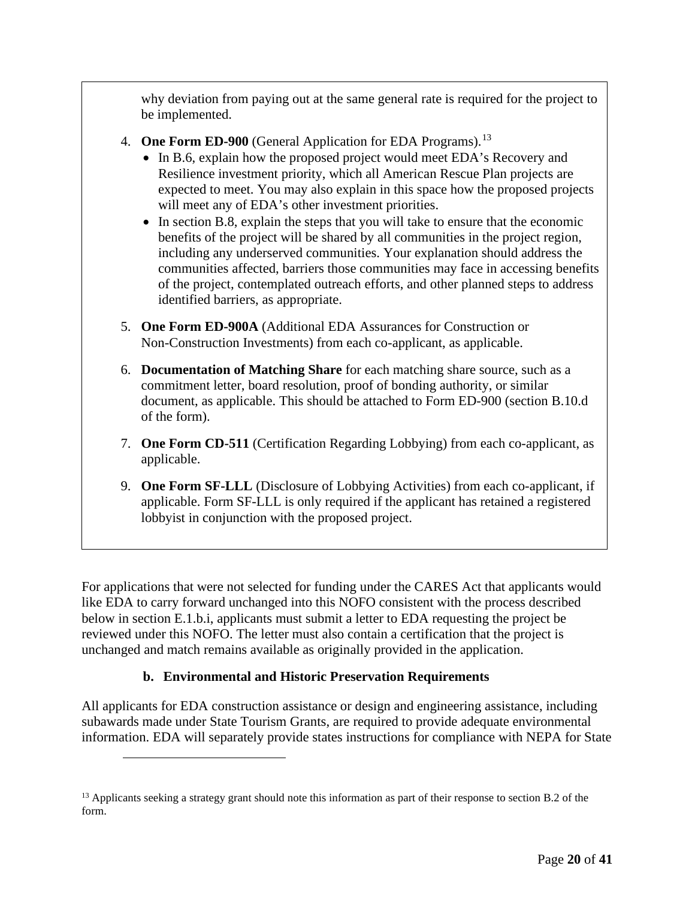why deviation from paying out at the same general rate is required for the project to be implemented.

4. **One Form ED-900** (General Application for EDA Programs).[13]
   - In B.6, explain how the proposed project would meet EDA's Recovery and Resilience investment priority, which all American Rescue Plan projects are expected to meet. You may also explain in this space how the proposed projects will meet any of EDA's other investment priorities.
   - In section B.8, explain the steps that you will take to ensure that the economic benefits of the project will be shared by all communities in the project region, including any underserved communities. Your explanation should address the communities affected, barriers those communities may face in accessing benefits of the project, contemplated outreach efforts, and other planned steps to address identified barriers, as appropriate.

5. **One Form ED-900A** (Additional EDA Assurances for Construction or Non-Construction Investments) from each co-applicant, as applicable.

6. **Documentation of Matching Share** for each matching share source, such as a commitment letter, board resolution, proof of bonding authority, or similar document, as applicable. This should be attached to Form ED-900 (section B.10.d of the form).

7. **One Form CD-511** (Certification Regarding Lobbying) from each co-applicant, as applicable.

9. **One Form SF-LLL** (Disclosure of Lobbying Activities) from each co-applicant, if applicable. Form SF-LLL is only required if the applicant has retained a registered lobbyist in conjunction with the proposed project.

For applications that were not selected for funding under the CARES Act that applicants would like EDA to carry forward unchanged into this NOFO consistent with the process described below in section E.1.b.i, applicants must submit a letter to EDA requesting the project be reviewed under this NOFO. The letter must also contain a certification that the project is unchanged and match remains available as originally provided in the application.

#### b. Environmental and Historic Preservation Requirements

All applicants for EDA construction assistance or design and engineering assistance, including subawards made under State Tourism Grants, are required to provide adequate environmental information. EDA will separately provide states instructions for compliance with NEPA for State

[13] Applicants seeking a strategy grant should note this information as part of their response to section B.2 of the form.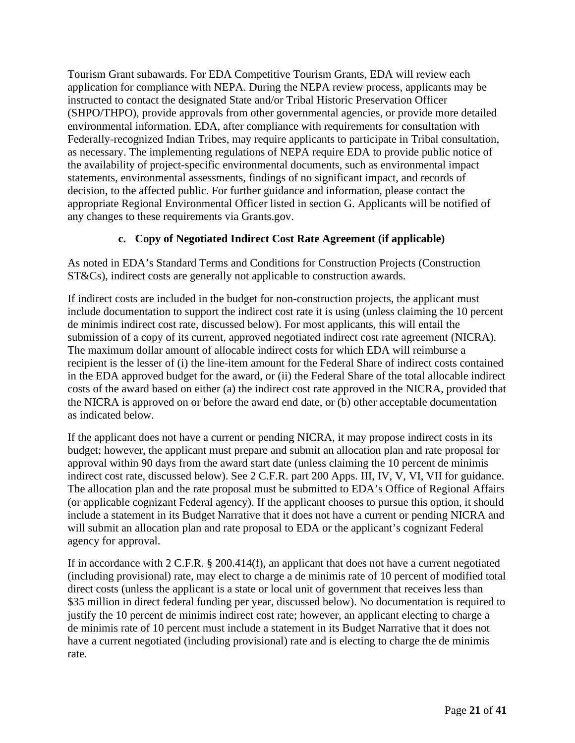Tourism Grant subawards. For EDA Competitive Tourism Grants, EDA will review each application for compliance with NEPA. During the NEPA review process, applicants may be instructed to contact the designated State and/or Tribal Historic Preservation Officer (SHPO/THPO), provide approvals from other governmental agencies, or provide more detailed environmental information. EDA, after compliance with requirements for consultation with Federally-recognized Indian Tribes, may require applicants to participate in Tribal consultation, as necessary. The implementing regulations of NEPA require EDA to provide public notice of the availability of project-specific environmental documents, such as environmental impact statements, environmental assessments, findings of no significant impact, and records of decision, to the affected public. For further guidance and information, please contact the appropriate Regional Environmental Officer listed in section G. Applicants will be notified of any changes to these requirements via Grants.gov.

#### c. Copy of Negotiated Indirect Cost Rate Agreement (if applicable)

As noted in EDA's Standard Terms and Conditions for Construction Projects (Construction ST&Cs), indirect costs are generally not applicable to construction awards.

If indirect costs are included in the budget for non-construction projects, the applicant must include documentation to support the indirect cost rate it is using (unless claiming the 10 percent de minimis indirect cost rate, discussed below). For most applicants, this will entail the submission of a copy of its current, approved negotiated indirect cost rate agreement (NICRA). The maximum dollar amount of allocable indirect costs for which EDA will reimburse a recipient is the lesser of (i) the line-item amount for the Federal Share of indirect costs contained in the EDA approved budget for the award, or (ii) the Federal Share of the total allocable indirect costs of the award based on either (a) the indirect cost rate approved in the NICRA, provided that the NICRA is approved on or before the award end date, or (b) other acceptable documentation as indicated below.

If the applicant does not have a current or pending NICRA, it may propose indirect costs in its budget; however, the applicant must prepare and submit an allocation plan and rate proposal for approval within 90 days from the award start date (unless claiming the 10 percent de minimis indirect cost rate, discussed below). See 2 C.F.R. part 200 Apps. III, IV, V, VI, VII for guidance. The allocation plan and the rate proposal must be submitted to EDA's Office of Regional Affairs (or applicable cognizant Federal agency). If the applicant chooses to pursue this option, it should include a statement in its Budget Narrative that it does not have a current or pending NICRA and will submit an allocation plan and rate proposal to EDA or the applicant's cognizant Federal agency for approval.

If in accordance with 2 C.F.R. § 200.414(f), an applicant that does not have a current negotiated (including provisional) rate, may elect to charge a de minimis rate of 10 percent of modified total direct costs (unless the applicant is a state or local unit of government that receives less than $35 million in direct federal funding per year, discussed below). No documentation is required to justify the 10 percent de minimis indirect cost rate; however, an applicant electing to charge a de minimis rate of 10 percent must include a statement in its Budget Narrative that it does not have a current negotiated (including provisional) rate and is electing to charge the de minimis rate.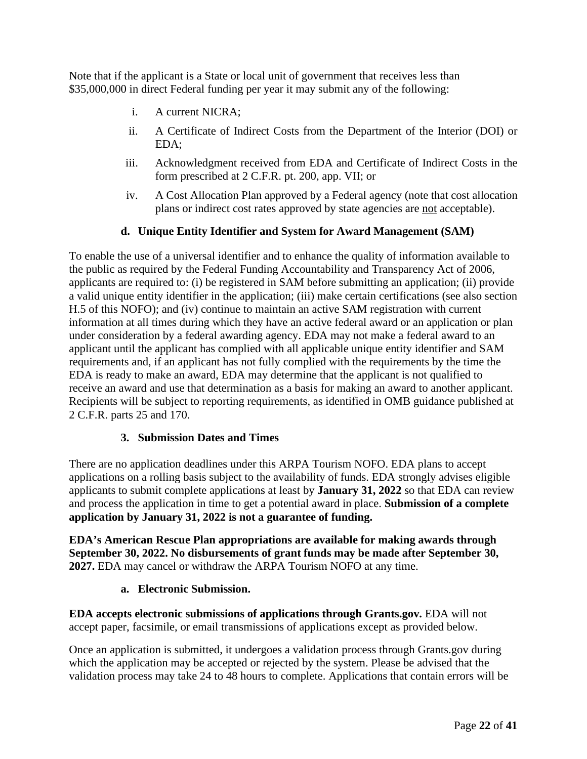Note that if the applicant is a State or local unit of government that receives less than $35,000,000 in direct Federal funding per year it may submit any of the following:

i. A current NICRA;

ii. A Certificate of Indirect Costs from the Department of the Interior (DOI) or EDA;

iii. Acknowledgment received from EDA and Certificate of Indirect Costs in the form prescribed at 2 C.F.R. pt. 200, app. VII; or

iv. A Cost Allocation Plan approved by a Federal agency (note that cost allocation plans or indirect cost rates approved by state agencies are not acceptable).

#### d. Unique Entity Identifier and System for Award Management (SAM)

To enable the use of a universal identifier and to enhance the quality of information available to the public as required by the Federal Funding Accountability and Transparency Act of 2006, applicants are required to: (i) be registered in SAM before submitting an application; (ii) provide a valid unique entity identifier in the application; (iii) make certain certifications (see also section H.5 of this NOFO); and (iv) continue to maintain an active SAM registration with current information at all times during which they have an active federal award or an application or plan under consideration by a federal awarding agency. EDA may not make a federal award to an applicant until the applicant has complied with all applicable unique entity identifier and SAM requirements and, if an applicant has not fully complied with the requirements by the time the EDA is ready to make an award, EDA may determine that the applicant is not qualified to receive an award and use that determination as a basis for making an award to another applicant. Recipients will be subject to reporting requirements, as identified in OMB guidance published at 2 C.F.R. parts 25 and 170.

### 3. Submission Dates and Times

There are no application deadlines under this ARPA Tourism NOFO. EDA plans to accept applications on a rolling basis subject to the availability of funds. EDA strongly advises eligible applicants to submit complete applications at least by **January 31, 2022** so that EDA can review and process the application in time to get a potential award in place. **Submission of a complete application by January 31, 2022 is not a guarantee of funding.**

**EDA's American Rescue Plan appropriations are available for making awards through September 30, 2022. No disbursements of grant funds may be made after September 30, 2027.** EDA may cancel or withdraw the ARPA Tourism NOFO at any time.

#### a. Electronic Submission.

**EDA accepts electronic submissions of applications through Grants.gov.** EDA will not accept paper, facsimile, or email transmissions of applications except as provided below.

Once an application is submitted, it undergoes a validation process through Grants.gov during which the application may be accepted or rejected by the system. Please be advised that the validation process may take 24 to 48 hours to complete. Applications that contain errors will be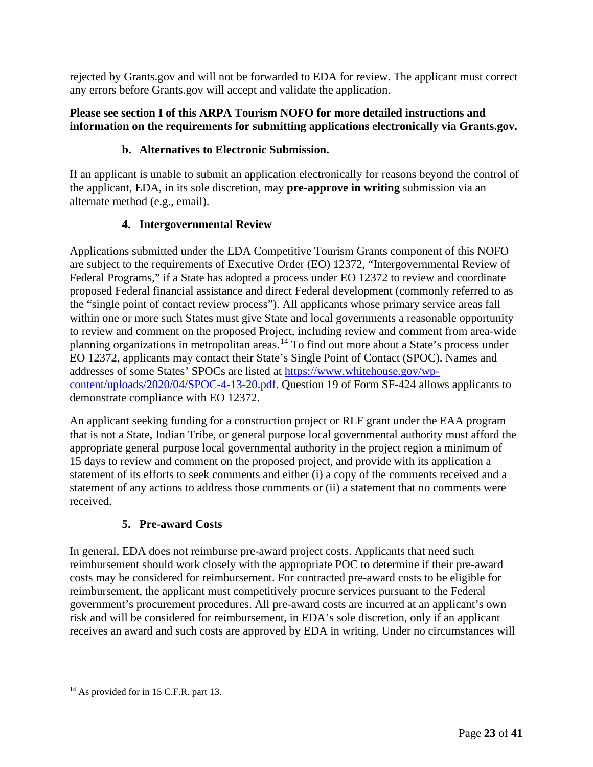rejected by Grants.gov and will not be forwarded to EDA for review. The applicant must correct any errors before Grants.gov will accept and validate the application.

**Please see section I of this ARPA Tourism NOFO for more detailed instructions and information on the requirements for submitting applications electronically via Grants.gov.**

#### b. Alternatives to Electronic Submission.

If an applicant is unable to submit an application electronically for reasons beyond the control of the applicant, EDA, in its sole discretion, may **pre-approve in writing** submission via an alternate method (e.g., email).

### 4. Intergovernmental Review

Applications submitted under the EDA Competitive Tourism Grants component of this NOFO are subject to the requirements of Executive Order (EO) 12372, "Intergovernmental Review of Federal Programs," if a State has adopted a process under EO 12372 to review and coordinate proposed Federal financial assistance and direct Federal development (commonly referred to as the "single point of contact review process"). All applicants whose primary service areas fall within one or more such States must give State and local governments a reasonable opportunity to review and comment on the proposed Project, including review and comment from area-wide planning organizations in metropolitan areas.[14] To find out more about a State's process under EO 12372, applicants may contact their State's Single Point of Contact (SPOC). Names and addresses of some States' SPOCs are listed at https://www.whitehouse.gov/wp-content/uploads/2020/04/SPOC-4-13-20.pdf. Question 19 of Form SF-424 allows applicants to demonstrate compliance with EO 12372.

An applicant seeking funding for a construction project or RLF grant under the EAA program that is not a State, Indian Tribe, or general purpose local governmental authority must afford the appropriate general purpose local governmental authority in the project region a minimum of 15 days to review and comment on the proposed project, and provide with its application a statement of its efforts to seek comments and either (i) a copy of the comments received and a statement of any actions to address those comments or (ii) a statement that no comments were received.

### 5. Pre-award Costs

In general, EDA does not reimburse pre-award project costs. Applicants that need such reimbursement should work closely with the appropriate POC to determine if their pre-award costs may be considered for reimbursement. For contracted pre-award costs to be eligible for reimbursement, the applicant must competitively procure services pursuant to the Federal government's procurement procedures. All pre-award costs are incurred at an applicant's own risk and will be considered for reimbursement, in EDA's sole discretion, only if an applicant receives an award and such costs are approved by EDA in writing. Under no circumstances will

---

[14] As provided for in 15 C.F.R. part 13.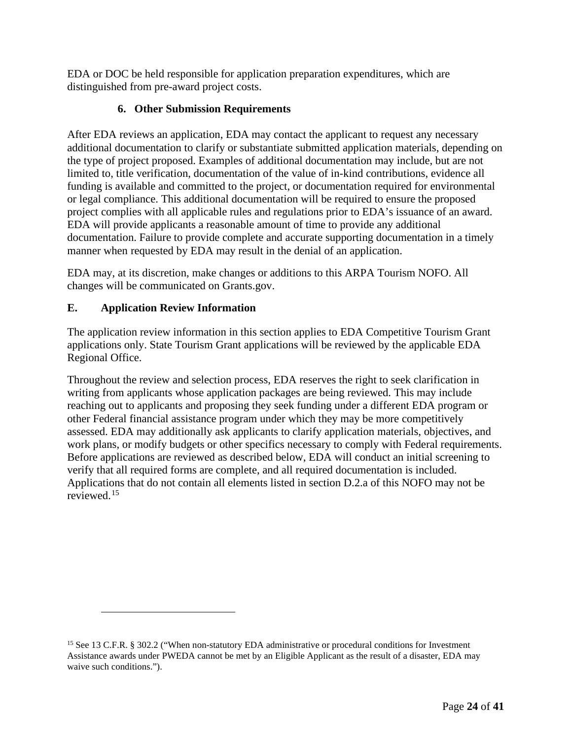EDA or DOC be held responsible for application preparation expenditures, which are distinguished from pre-award project costs.

### 6. Other Submission Requirements

After EDA reviews an application, EDA may contact the applicant to request any necessary additional documentation to clarify or substantiate submitted application materials, depending on the type of project proposed. Examples of additional documentation may include, but are not limited to, title verification, documentation of the value of in-kind contributions, evidence all funding is available and committed to the project, or documentation required for environmental or legal compliance. This additional documentation will be required to ensure the proposed project complies with all applicable rules and regulations prior to EDA's issuance of an award. EDA will provide applicants a reasonable amount of time to provide any additional documentation. Failure to provide complete and accurate supporting documentation in a timely manner when requested by EDA may result in the denial of an application.

EDA may, at its discretion, make changes or additions to this ARPA Tourism NOFO. All changes will be communicated on Grants.gov.

## E. Application Review Information

The application review information in this section applies to EDA Competitive Tourism Grant applications only. State Tourism Grant applications will be reviewed by the applicable EDA Regional Office.

Throughout the review and selection process, EDA reserves the right to seek clarification in writing from applicants whose application packages are being reviewed. This may include reaching out to applicants and proposing they seek funding under a different EDA program or other Federal financial assistance program under which they may be more competitively assessed. EDA may additionally ask applicants to clarify application materials, objectives, and work plans, or modify budgets or other specifics necessary to comply with Federal requirements. Before applications are reviewed as described below, EDA will conduct an initial screening to verify that all required forms are complete, and all required documentation is included. Applications that do not contain all elements listed in section D.2.a of this NOFO may not be reviewed.[15]

---

[15] See 13 C.F.R. § 302.2 ("When non-statutory EDA administrative or procedural conditions for Investment Assistance awards under PWEDA cannot be met by an Eligible Applicant as the result of a disaster, EDA may waive such conditions.").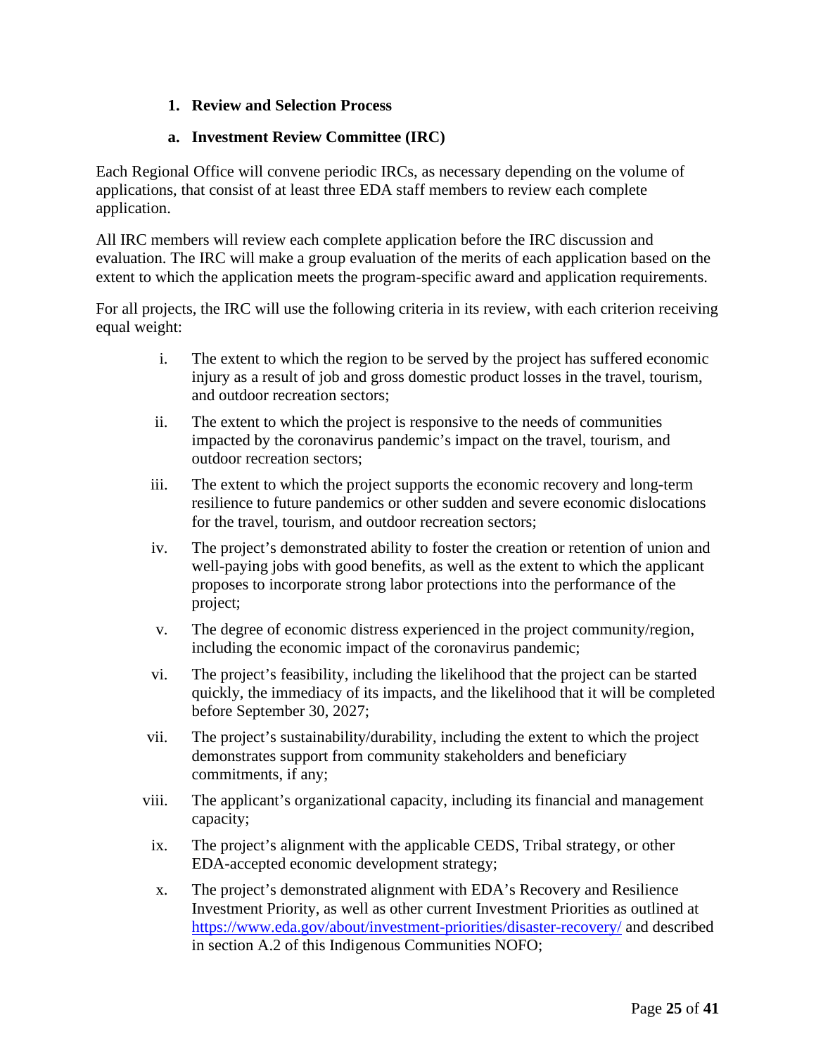1. **Review and Selection Process**

a. **Investment Review Committee (IRC)**

Each Regional Office will convene periodic IRCs, as necessary depending on the volume of applications, that consist of at least three EDA staff members to review each complete application.

All IRC members will review each complete application before the IRC discussion and evaluation. The IRC will make a group evaluation of the merits of each application based on the extent to which the application meets the program-specific award and application requirements.

For all projects, the IRC will use the following criteria in its review, with each criterion receiving equal weight:

i. The extent to which the region to be served by the project has suffered economic injury as a result of job and gross domestic product losses in the travel, tourism, and outdoor recreation sectors;

ii. The extent to which the project is responsive to the needs of communities impacted by the coronavirus pandemic's impact on the travel, tourism, and outdoor recreation sectors;

iii. The extent to which the project supports the economic recovery and long-term resilience to future pandemics or other sudden and severe economic dislocations for the travel, tourism, and outdoor recreation sectors;

iv. The project's demonstrated ability to foster the creation or retention of union and well-paying jobs with good benefits, as well as the extent to which the applicant proposes to incorporate strong labor protections into the performance of the project;

v. The degree of economic distress experienced in the project community/region, including the economic impact of the coronavirus pandemic;

vi. The project's feasibility, including the likelihood that the project can be started quickly, the immediacy of its impacts, and the likelihood that it will be completed before September 30, 2027;

vii. The project's sustainability/durability, including the extent to which the project demonstrates support from community stakeholders and beneficiary commitments, if any;

viii. The applicant's organizational capacity, including its financial and management capacity;

ix. The project's alignment with the applicable CEDS, Tribal strategy, or other EDA-accepted economic development strategy;

x. The project's demonstrated alignment with EDA's Recovery and Resilience Investment Priority, as well as other current Investment Priorities as outlined at https://www.eda.gov/about/investment-priorities/disaster-recovery/ and described in section A.2 of this Indigenous Communities NOFO;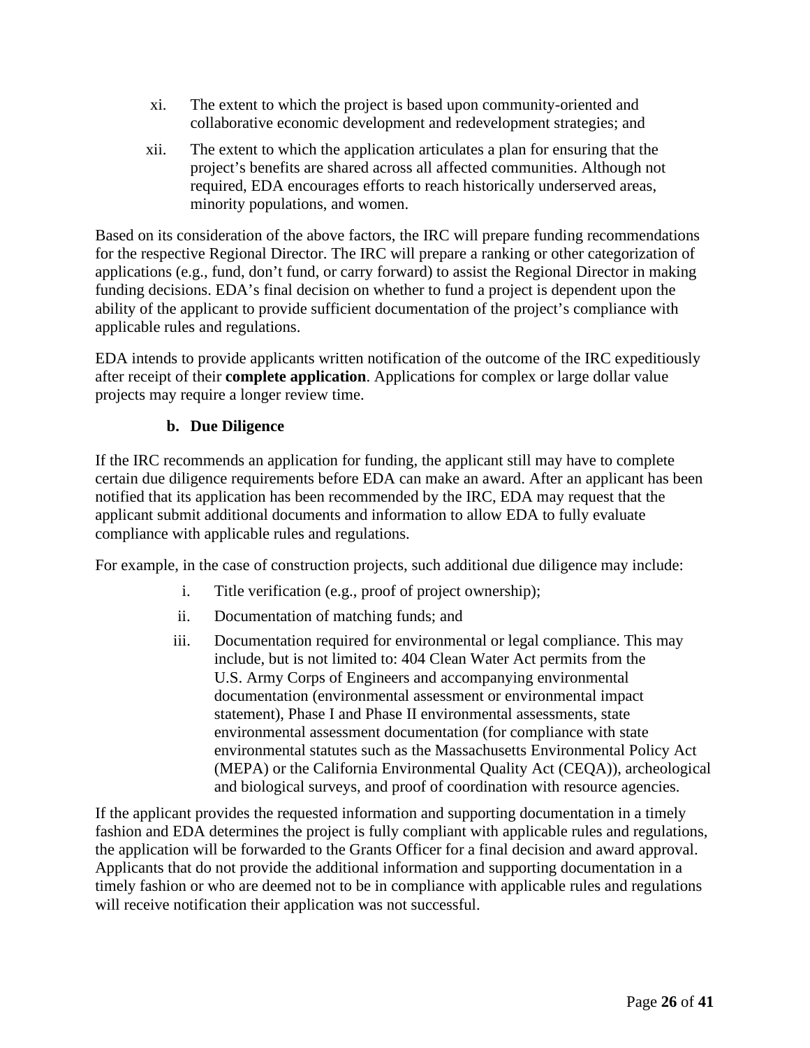xi. The extent to which the project is based upon community-oriented and collaborative economic development and redevelopment strategies; and

xii. The extent to which the application articulates a plan for ensuring that the project's benefits are shared across all affected communities. Although not required, EDA encourages efforts to reach historically underserved areas, minority populations, and women.

Based on its consideration of the above factors, the IRC will prepare funding recommendations for the respective Regional Director. The IRC will prepare a ranking or other categorization of applications (e.g., fund, don't fund, or carry forward) to assist the Regional Director in making funding decisions. EDA's final decision on whether to fund a project is dependent upon the ability of the applicant to provide sufficient documentation of the project's compliance with applicable rules and regulations.

EDA intends to provide applicants written notification of the outcome of the IRC expeditiously after receipt of their **complete application**. Applications for complex or large dollar value projects may require a longer review time.

**b. Due Diligence**

If the IRC recommends an application for funding, the applicant still may have to complete certain due diligence requirements before EDA can make an award. After an applicant has been notified that its application has been recommended by the IRC, EDA may request that the applicant submit additional documents and information to allow EDA to fully evaluate compliance with applicable rules and regulations.

For example, in the case of construction projects, such additional due diligence may include:

i. Title verification (e.g., proof of project ownership);

ii. Documentation of matching funds; and

iii. Documentation required for environmental or legal compliance. This may include, but is not limited to: 404 Clean Water Act permits from the U.S. Army Corps of Engineers and accompanying environmental documentation (environmental assessment or environmental impact statement), Phase I and Phase II environmental assessments, state environmental assessment documentation (for compliance with state environmental statutes such as the Massachusetts Environmental Policy Act (MEPA) or the California Environmental Quality Act (CEQA)), archeological and biological surveys, and proof of coordination with resource agencies.

If the applicant provides the requested information and supporting documentation in a timely fashion and EDA determines the project is fully compliant with applicable rules and regulations, the application will be forwarded to the Grants Officer for a final decision and award approval. Applicants that do not provide the additional information and supporting documentation in a timely fashion or who are deemed not to be in compliance with applicable rules and regulations will receive notification their application was not successful.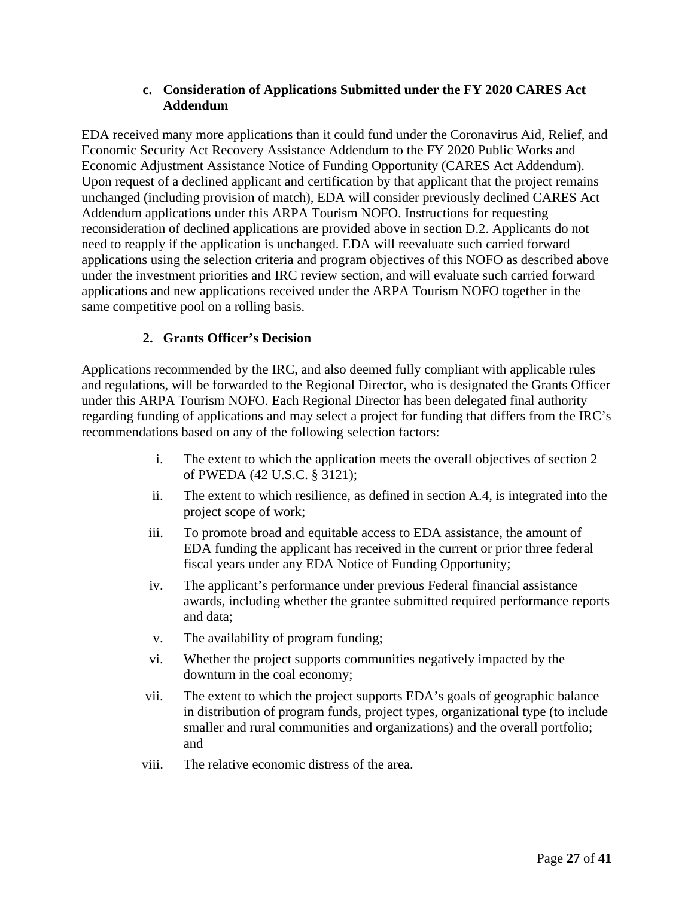#### c. Consideration of Applications Submitted under the FY 2020 CARES Act Addendum

EDA received many more applications than it could fund under the Coronavirus Aid, Relief, and Economic Security Act Recovery Assistance Addendum to the FY 2020 Public Works and Economic Adjustment Assistance Notice of Funding Opportunity (CARES Act Addendum). Upon request of a declined applicant and certification by that applicant that the project remains unchanged (including provision of match), EDA will consider previously declined CARES Act Addendum applications under this ARPA Tourism NOFO. Instructions for requesting reconsideration of declined applications are provided above in section D.2. Applicants do not need to reapply if the application is unchanged. EDA will reevaluate such carried forward applications using the selection criteria and program objectives of this NOFO as described above under the investment priorities and IRC review section, and will evaluate such carried forward applications and new applications received under the ARPA Tourism NOFO together in the same competitive pool on a rolling basis.

### 2. Grants Officer's Decision

Applications recommended by the IRC, and also deemed fully compliant with applicable rules and regulations, will be forwarded to the Regional Director, who is designated the Grants Officer under this ARPA Tourism NOFO. Each Regional Director has been delegated final authority regarding funding of applications and may select a project for funding that differs from the IRC's recommendations based on any of the following selection factors:

i. The extent to which the application meets the overall objectives of section 2 of PWEDA (42 U.S.C. § 3121);

ii. The extent to which resilience, as defined in section A.4, is integrated into the project scope of work;

iii. To promote broad and equitable access to EDA assistance, the amount of EDA funding the applicant has received in the current or prior three federal fiscal years under any EDA Notice of Funding Opportunity;

iv. The applicant's performance under previous Federal financial assistance awards, including whether the grantee submitted required performance reports and data;

v. The availability of program funding;

vi. Whether the project supports communities negatively impacted by the downturn in the coal economy;

vii. The extent to which the project supports EDA's goals of geographic balance in distribution of program funds, project types, organizational type (to include smaller and rural communities and organizations) and the overall portfolio; and

viii. The relative economic distress of the area.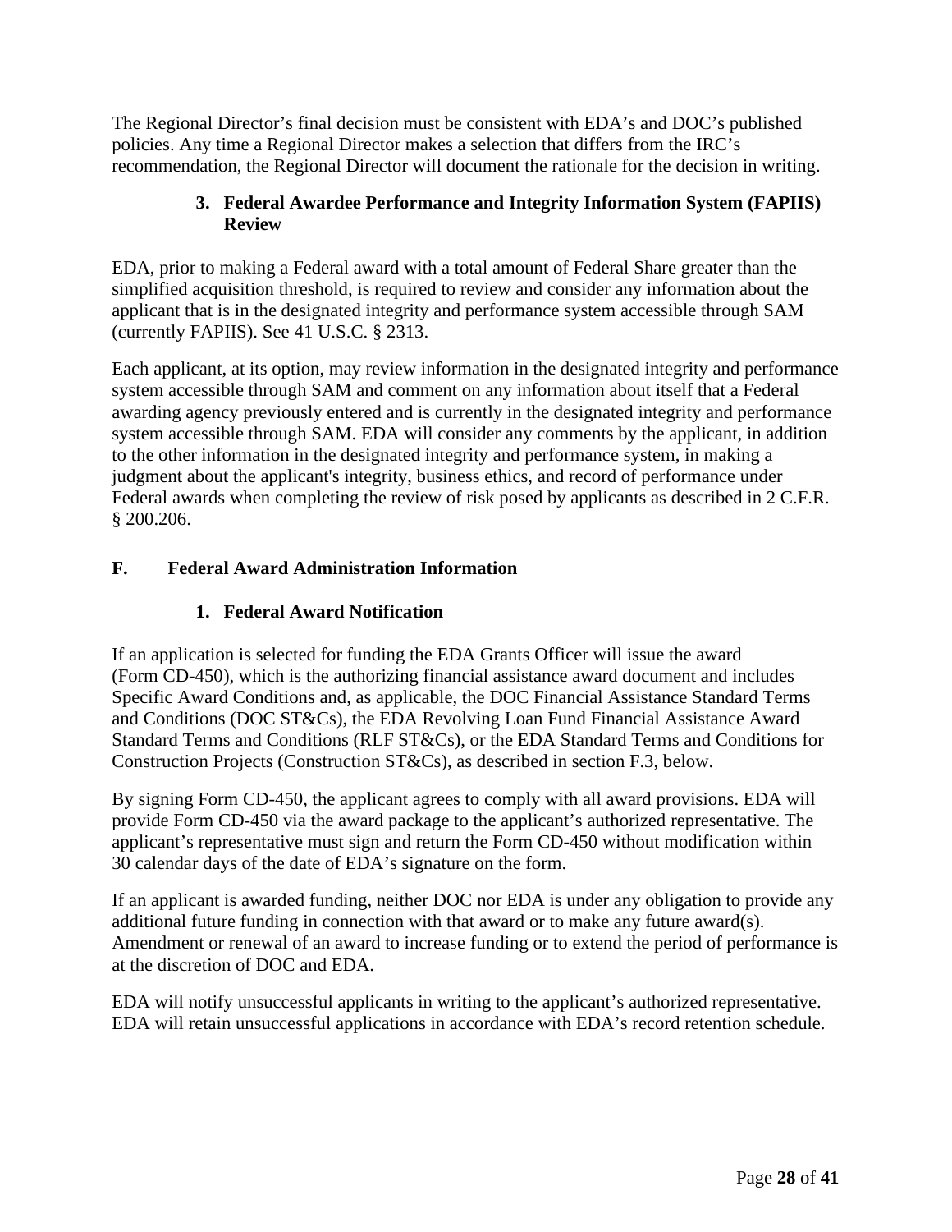The Regional Director's final decision must be consistent with EDA's and DOC's published policies. Any time a Regional Director makes a selection that differs from the IRC's recommendation, the Regional Director will document the rationale for the decision in writing.

### 3. Federal Awardee Performance and Integrity Information System (FAPIIS) Review

EDA, prior to making a Federal award with a total amount of Federal Share greater than the simplified acquisition threshold, is required to review and consider any information about the applicant that is in the designated integrity and performance system accessible through SAM (currently FAPIIS). See 41 U.S.C. § 2313.

Each applicant, at its option, may review information in the designated integrity and performance system accessible through SAM and comment on any information about itself that a Federal awarding agency previously entered and is currently in the designated integrity and performance system accessible through SAM. EDA will consider any comments by the applicant, in addition to the other information in the designated integrity and performance system, in making a judgment about the applicant's integrity, business ethics, and record of performance under Federal awards when completing the review of risk posed by applicants as described in 2 C.F.R. § 200.206.

## F. Federal Award Administration Information

### 1. Federal Award Notification

If an application is selected for funding the EDA Grants Officer will issue the award (Form CD-450), which is the authorizing financial assistance award document and includes Specific Award Conditions and, as applicable, the DOC Financial Assistance Standard Terms and Conditions (DOC ST&Cs), the EDA Revolving Loan Fund Financial Assistance Award Standard Terms and Conditions (RLF ST&Cs), or the EDA Standard Terms and Conditions for Construction Projects (Construction ST&Cs), as described in section F.3, below.

By signing Form CD-450, the applicant agrees to comply with all award provisions. EDA will provide Form CD-450 via the award package to the applicant's authorized representative. The applicant's representative must sign and return the Form CD-450 without modification within 30 calendar days of the date of EDA's signature on the form.

If an applicant is awarded funding, neither DOC nor EDA is under any obligation to provide any additional future funding in connection with that award or to make any future award(s). Amendment or renewal of an award to increase funding or to extend the period of performance is at the discretion of DOC and EDA.

EDA will notify unsuccessful applicants in writing to the applicant's authorized representative. EDA will retain unsuccessful applications in accordance with EDA's record retention schedule.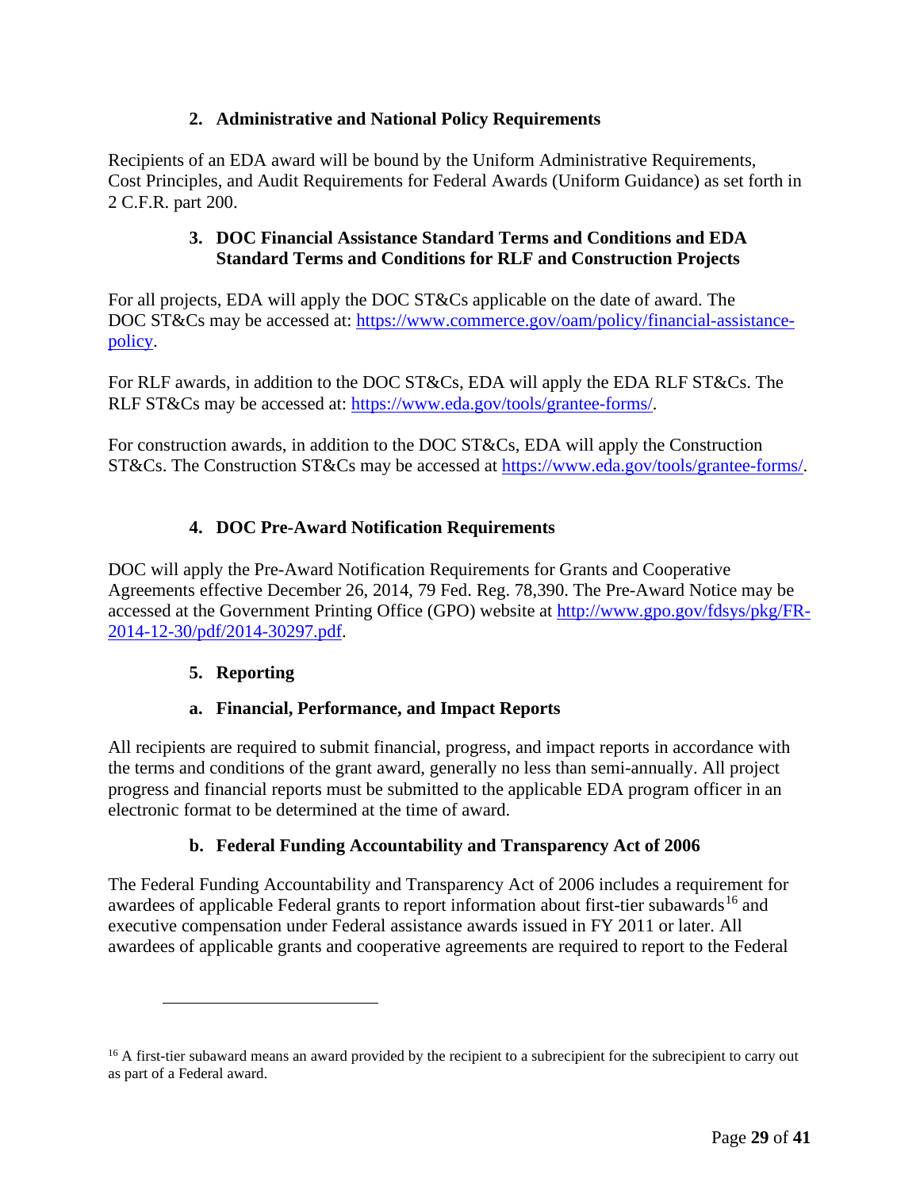### 2. Administrative and National Policy Requirements

Recipients of an EDA award will be bound by the Uniform Administrative Requirements, Cost Principles, and Audit Requirements for Federal Awards (Uniform Guidance) as set forth in 2 C.F.R. part 200.

### 3. DOC Financial Assistance Standard Terms and Conditions and EDA Standard Terms and Conditions for RLF and Construction Projects

For all projects, EDA will apply the DOC ST&Cs applicable on the date of award. The DOC ST&Cs may be accessed at: https://www.commerce.gov/oam/policy/financial-assistance-policy.

For RLF awards, in addition to the DOC ST&Cs, EDA will apply the EDA RLF ST&Cs. The RLF ST&Cs may be accessed at: https://www.eda.gov/tools/grantee-forms/.

For construction awards, in addition to the DOC ST&Cs, EDA will apply the Construction ST&Cs. The Construction ST&Cs may be accessed at https://www.eda.gov/tools/grantee-forms/.

### 4. DOC Pre-Award Notification Requirements

DOC will apply the Pre-Award Notification Requirements for Grants and Cooperative Agreements effective December 26, 2014, 79 Fed. Reg. 78,390. The Pre-Award Notice may be accessed at the Government Printing Office (GPO) website at http://www.gpo.gov/fdsys/pkg/FR-2014-12-30/pdf/2014-30297.pdf.

### 5. Reporting

#### a. Financial, Performance, and Impact Reports

All recipients are required to submit financial, progress, and impact reports in accordance with the terms and conditions of the grant award, generally no less than semi-annually. All project progress and financial reports must be submitted to the applicable EDA program officer in an electronic format to be determined at the time of award.

#### b. Federal Funding Accountability and Transparency Act of 2006

The Federal Funding Accountability and Transparency Act of 2006 includes a requirement for awardees of applicable Federal grants to report information about first-tier subawards[16] and executive compensation under Federal assistance awards issued in FY 2011 or later. All awardees of applicable grants and cooperative agreements are required to report to the Federal

---

[16] A first-tier subaward means an award provided by the recipient to a subrecipient for the subrecipient to carry out as part of a Federal award.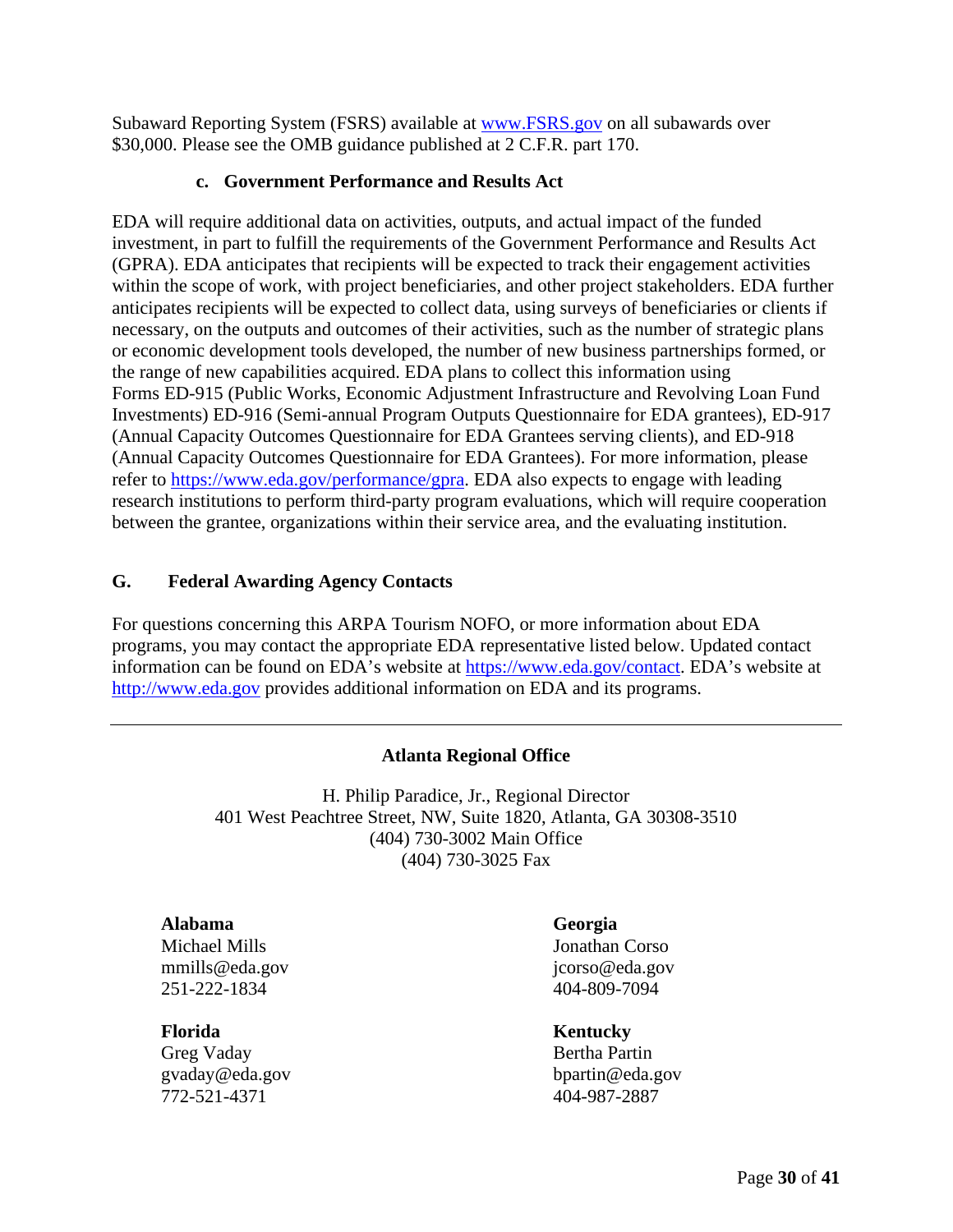Subaward Reporting System (FSRS) available at [www.FSRS.gov](www.FSRS.gov) on all subawards over $30,000. Please see the OMB guidance published at 2 C.F.R. part 170.

#### c. Government Performance and Results Act

EDA will require additional data on activities, outputs, and actual impact of the funded investment, in part to fulfill the requirements of the Government Performance and Results Act (GPRA). EDA anticipates that recipients will be expected to track their engagement activities within the scope of work, with project beneficiaries, and other project stakeholders. EDA further anticipates recipients will be expected to collect data, using surveys of beneficiaries or clients if necessary, on the outputs and outcomes of their activities, such as the number of strategic plans or economic development tools developed, the number of new business partnerships formed, or the range of new capabilities acquired. EDA plans to collect this information using Forms ED-915 (Public Works, Economic Adjustment Infrastructure and Revolving Loan Fund Investments) ED-916 (Semi-annual Program Outputs Questionnaire for EDA grantees), ED-917 (Annual Capacity Outcomes Questionnaire for EDA Grantees serving clients), and ED-918 (Annual Capacity Outcomes Questionnaire for EDA Grantees). For more information, please refer to [https://www.eda.gov/performance/gpra](https://www.eda.gov/performance/gpra). EDA also expects to engage with leading research institutions to perform third-party program evaluations, which will require cooperation between the grantee, organizations within their service area, and the evaluating institution.

## G. Federal Awarding Agency Contacts

For questions concerning this ARPA Tourism NOFO, or more information about EDA programs, you may contact the appropriate EDA representative listed below. Updated contact information can be found on EDA's website at [https://www.eda.gov/contact](https://www.eda.gov/contact). EDA's website at [http://www.eda.gov](http://www.eda.gov) provides additional information on EDA and its programs.

---

### Atlanta Regional Office

H. Philip Paradice, Jr., Regional Director
401 West Peachtree Street, NW, Suite 1820, Atlanta, GA 30308-3510
(404) 730-3002 Main Office
(404) 730-3025 Fax

**Alabama**
Michael Mills
mmills@eda.gov
251-222-1834

**Florida**
Greg Vaday
gvaday@eda.gov
772-521-4371

**Georgia**
Jonathan Corso
jcorso@eda.gov
404-809-7094

**Kentucky**
Bertha Partin
bpartin@eda.gov
404-987-2887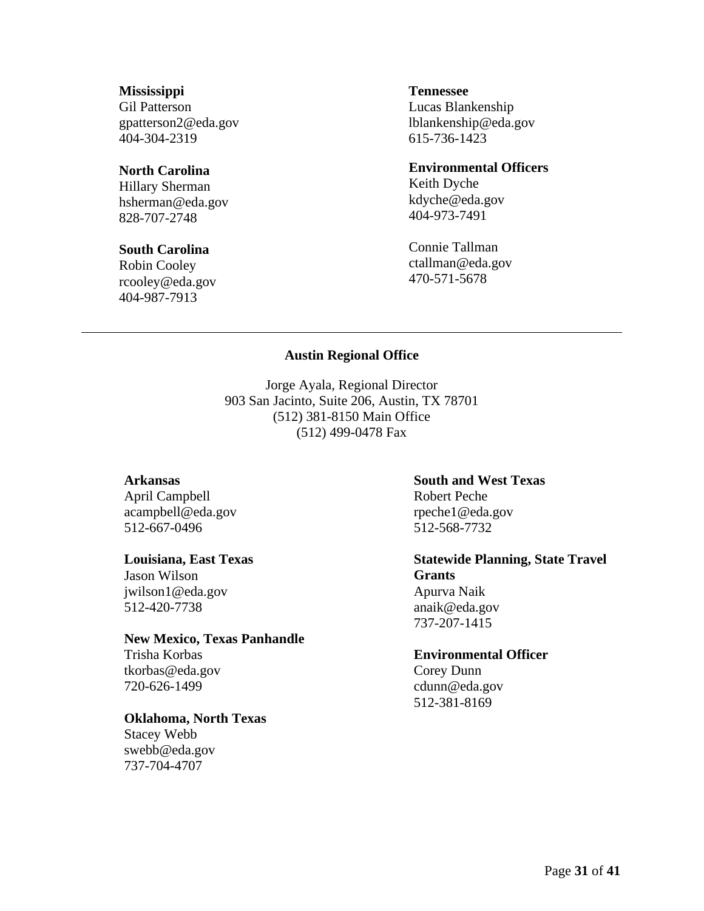**Mississippi**
Gil Patterson
gpatterson2@eda.gov
404-304-2319

**North Carolina**
Hillary Sherman
hsherman@eda.gov
828-707-2748

**South Carolina**
Robin Cooley
rcooley@eda.gov
404-987-7913

**Tennessee**
Lucas Blankenship
lblankenship@eda.gov
615-736-1423

**Environmental Officers**
Keith Dyche
kdyche@eda.gov
404-973-7491

Connie Tallman
ctallman@eda.gov
470-571-5678

---

### Austin Regional Office

Jorge Ayala, Regional Director
903 San Jacinto, Suite 206, Austin, TX 78701
(512) 381-8150 Main Office
(512) 499-0478 Fax

**Arkansas**
April Campbell
acampbell@eda.gov
512-667-0496

**Louisiana, East Texas**
Jason Wilson
jwilson1@eda.gov
512-420-7738

**New Mexico, Texas Panhandle**
Trisha Korbas
tkorbas@eda.gov
720-626-1499

**Oklahoma, North Texas**
Stacey Webb
swebb@eda.gov
737-704-4707

**South and West Texas**
Robert Peche
rpeche1@eda.gov
512-568-7732

**Statewide Planning, State Travel Grants**
Apurva Naik
anaik@eda.gov
737-207-1415

**Environmental Officer**
Corey Dunn
cdunn@eda.gov
512-381-8169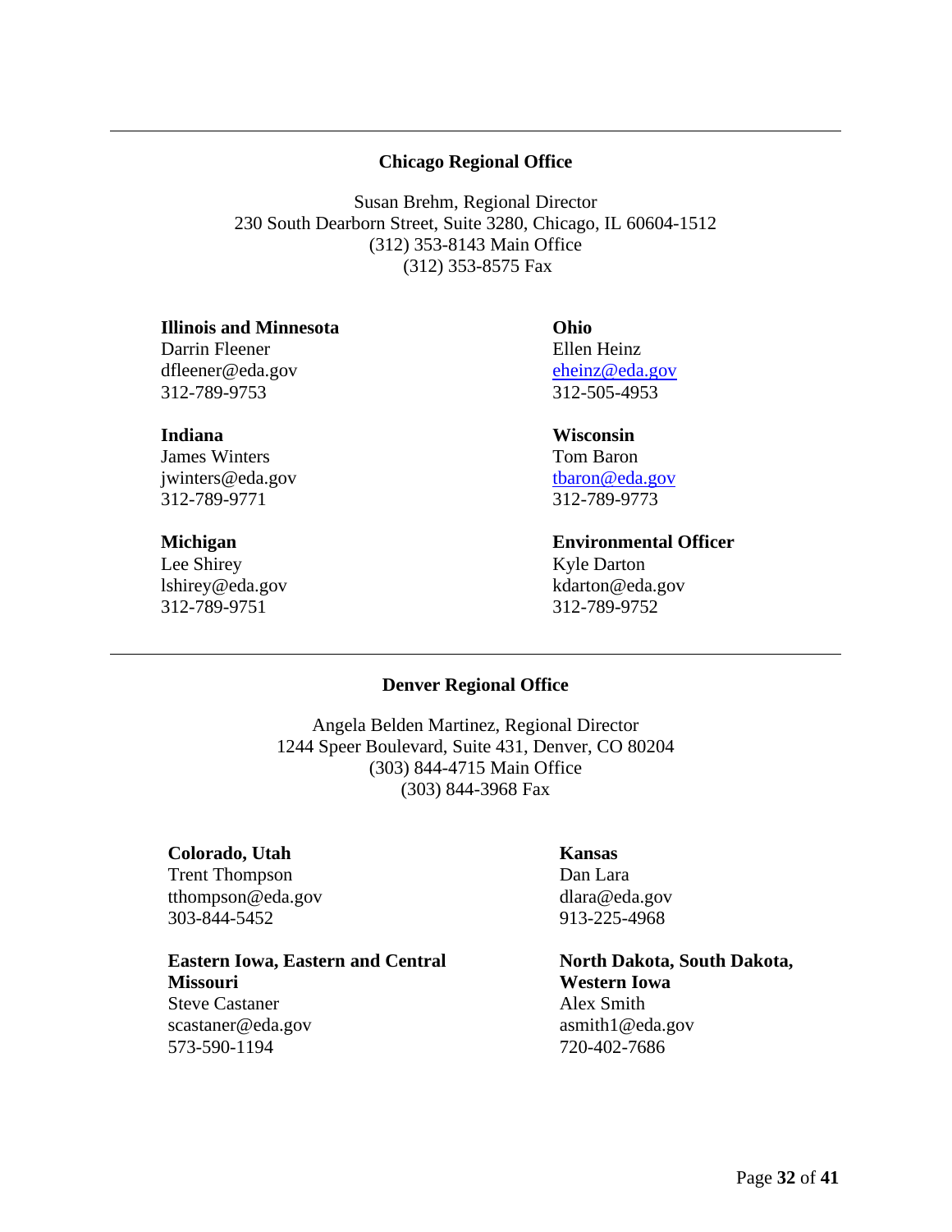---

### Chicago Regional Office

Susan Brehm, Regional Director
230 South Dearborn Street, Suite 3280, Chicago, IL 60604-1512
(312) 353-8143 Main Office
(312) 353-8575 Fax

**Illinois and Minnesota**
Darrin Fleener
dfleener@eda.gov
312-789-9753

**Indiana**
James Winters
jwinters@eda.gov
312-789-9771

**Michigan**
Lee Shirey
lshirey@eda.gov
312-789-9751

**Ohio**
Ellen Heinz
eheinz@eda.gov
312-505-4953

**Wisconsin**
Tom Baron
tbaron@eda.gov
312-789-9773

**Environmental Officer**
Kyle Darton
kdarton@eda.gov
312-789-9752

---

### Denver Regional Office

Angela Belden Martinez, Regional Director
1244 Speer Boulevard, Suite 431, Denver, CO 80204
(303) 844-4715 Main Office
(303) 844-3968 Fax

**Colorado, Utah**
Trent Thompson
tthompson@eda.gov
303-844-5452

**Eastern Iowa, Eastern and Central Missouri**
Steve Castaner
scastaner@eda.gov
573-590-1194

**Kansas**
Dan Lara
dlara@eda.gov
913-225-4968

**North Dakota, South Dakota, Western Iowa**
Alex Smith
asmith1@eda.gov
720-402-7686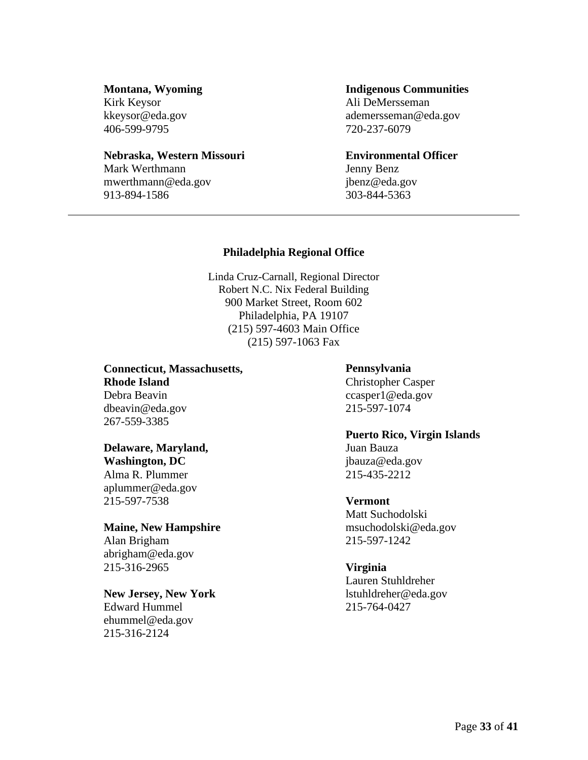**Montana, Wyoming**
Kirk Keysor
kkeysor@eda.gov
406-599-9795

**Nebraska, Western Missouri**
Mark Werthmann
mwerthmann@eda.gov
913-894-1586

**Indigenous Communities**
Ali DeMersseman
ademersseman@eda.gov
720-237-6079

**Environmental Officer**
Jenny Benz
jbenz@eda.gov
303-844-5363

---

### Philadelphia Regional Office

Linda Cruz-Carnall, Regional Director
Robert N.C. Nix Federal Building
900 Market Street, Room 602
Philadelphia, PA 19107
(215) 597-4603 Main Office
(215) 597-1063 Fax

**Connecticut, Massachusetts, Rhode Island**
Debra Beavin
dbeavin@eda.gov
267-559-3385

**Delaware, Maryland, Washington, DC**
Alma R. Plummer
aplummer@eda.gov
215-597-7538

**Maine, New Hampshire**
Alan Brigham
abrigham@eda.gov
215-316-2965

**New Jersey, New York**
Edward Hummel
ehummel@eda.gov
215-316-2124

**Pennsylvania**
Christopher Casper
ccasper1@eda.gov
215-597-1074

**Puerto Rico, Virgin Islands**
Juan Bauza
jbauza@eda.gov
215-435-2212

**Vermont**
Matt Suchodolski
msuchodolski@eda.gov
215-597-1242

**Virginia**
Lauren Stuhldreher
lstuhldreher@eda.gov
215-764-0427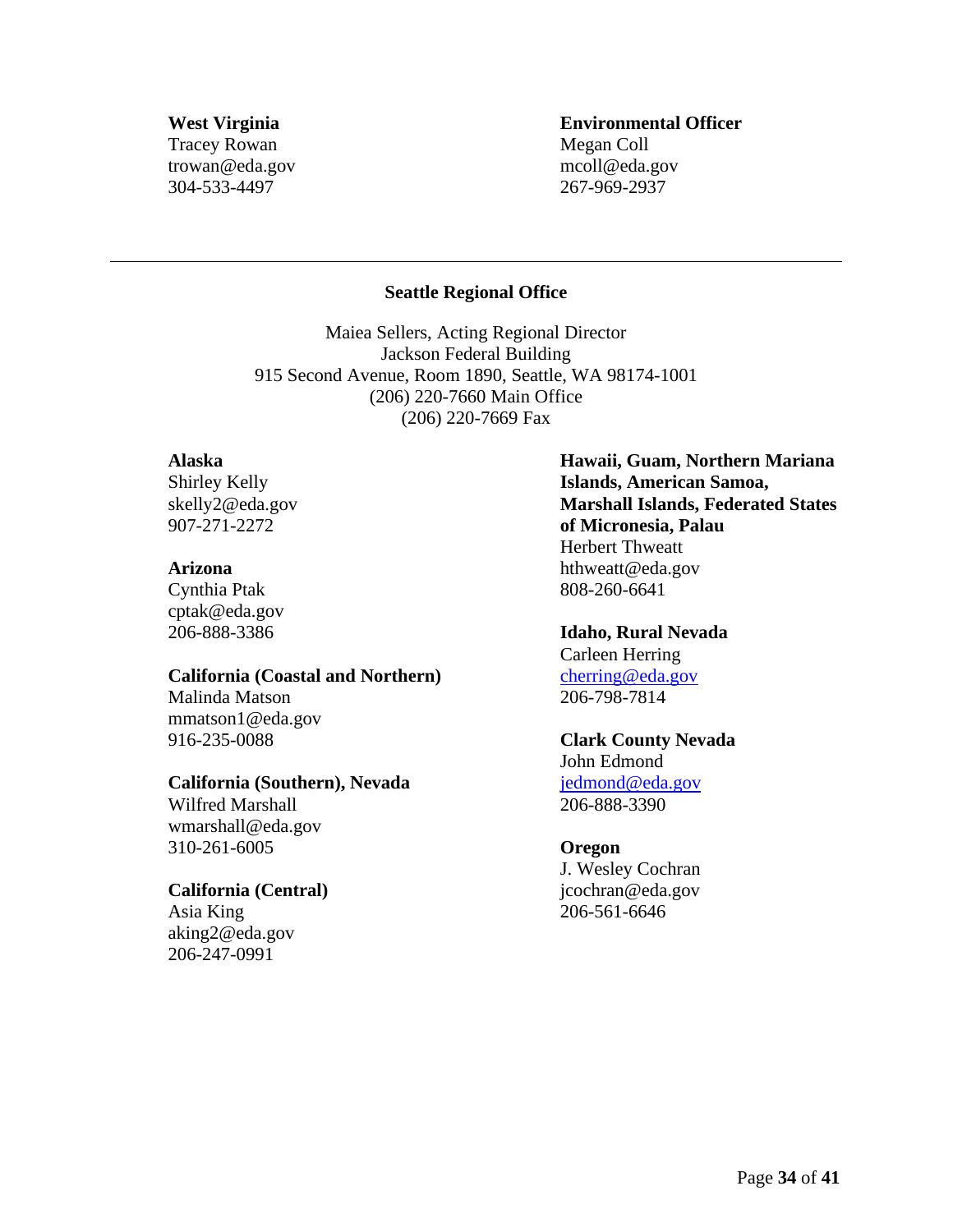**West Virginia**
Tracey Rowan
trowan@eda.gov
304-533-4497

**Environmental Officer**
Megan Coll
mcoll@eda.gov
267-969-2937

---

## Seattle Regional Office

Maiea Sellers, Acting Regional Director
Jackson Federal Building
915 Second Avenue, Room 1890, Seattle, WA 98174-1001
(206) 220-7660 Main Office
(206) 220-7669 Fax

**Alaska**
Shirley Kelly
skelly2@eda.gov
907-271-2272

**Arizona**
Cynthia Ptak
cptak@eda.gov
206-888-3386

**California (Coastal and Northern)**
Malinda Matson
mmatson1@eda.gov
916-235-0088

**California (Southern), Nevada**
Wilfred Marshall
wmarshall@eda.gov
310-261-6005

**California (Central)**
Asia King
aking2@eda.gov
206-247-0991

**Hawaii, Guam, Northern Mariana Islands, American Samoa, Marshall Islands, Federated States of Micronesia, Palau**
Herbert Thweatt
hthweatt@eda.gov
808-260-6641

**Idaho, Rural Nevada**
Carleen Herring
cherring@eda.gov
206-798-7814

**Clark County Nevada**
John Edmond
jedmond@eda.gov
206-888-3390

**Oregon**
J. Wesley Cochran
jcochran@eda.gov
206-561-6646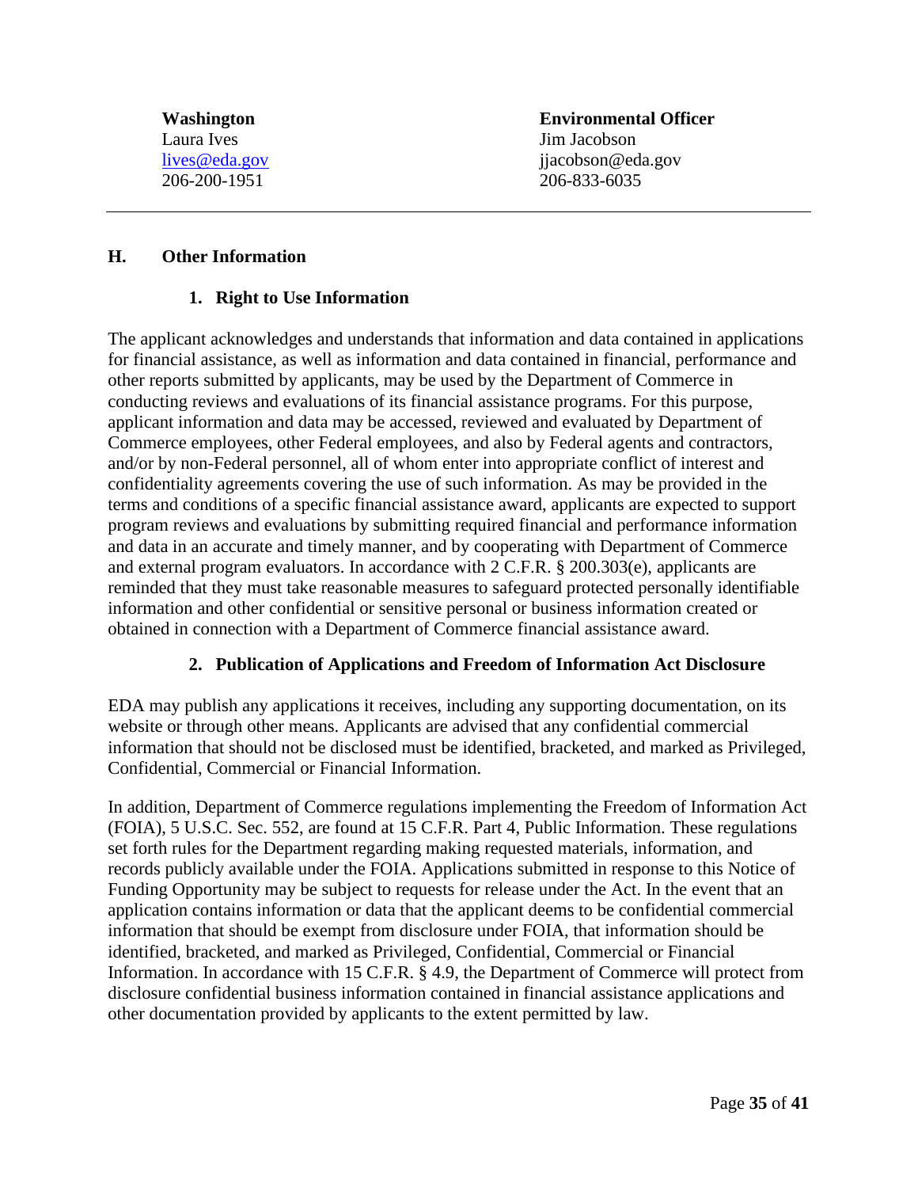| **Washington** | **Environmental Officer** |
|---|---|
| Laura Ives | Jim Jacobson |
| lives@eda.gov | jjacobson@eda.gov |
| 206-200-1951 | 206-833-6035 |

---

## H. Other Information

### 1. Right to Use Information

The applicant acknowledges and understands that information and data contained in applications for financial assistance, as well as information and data contained in financial, performance and other reports submitted by applicants, may be used by the Department of Commerce in conducting reviews and evaluations of its financial assistance programs. For this purpose, applicant information and data may be accessed, reviewed and evaluated by Department of Commerce employees, other Federal employees, and also by Federal agents and contractors, and/or by non-Federal personnel, all of whom enter into appropriate conflict of interest and confidentiality agreements covering the use of such information. As may be provided in the terms and conditions of a specific financial assistance award, applicants are expected to support program reviews and evaluations by submitting required financial and performance information and data in an accurate and timely manner, and by cooperating with Department of Commerce and external program evaluators. In accordance with 2 C.F.R. § 200.303(e), applicants are reminded that they must take reasonable measures to safeguard protected personally identifiable information and other confidential or sensitive personal or business information created or obtained in connection with a Department of Commerce financial assistance award.

### 2. Publication of Applications and Freedom of Information Act Disclosure

EDA may publish any applications it receives, including any supporting documentation, on its website or through other means. Applicants are advised that any confidential commercial information that should not be disclosed must be identified, bracketed, and marked as Privileged, Confidential, Commercial or Financial Information.

In addition, Department of Commerce regulations implementing the Freedom of Information Act (FOIA), 5 U.S.C. Sec. 552, are found at 15 C.F.R. Part 4, Public Information. These regulations set forth rules for the Department regarding making requested materials, information, and records publicly available under the FOIA. Applications submitted in response to this Notice of Funding Opportunity may be subject to requests for release under the Act. In the event that an application contains information or data that the applicant deems to be confidential commercial information that should be exempt from disclosure under FOIA, that information should be identified, bracketed, and marked as Privileged, Confidential, Commercial or Financial Information. In accordance with 15 C.F.R. § 4.9, the Department of Commerce will protect from disclosure confidential business information contained in financial assistance applications and other documentation provided by applicants to the extent permitted by law.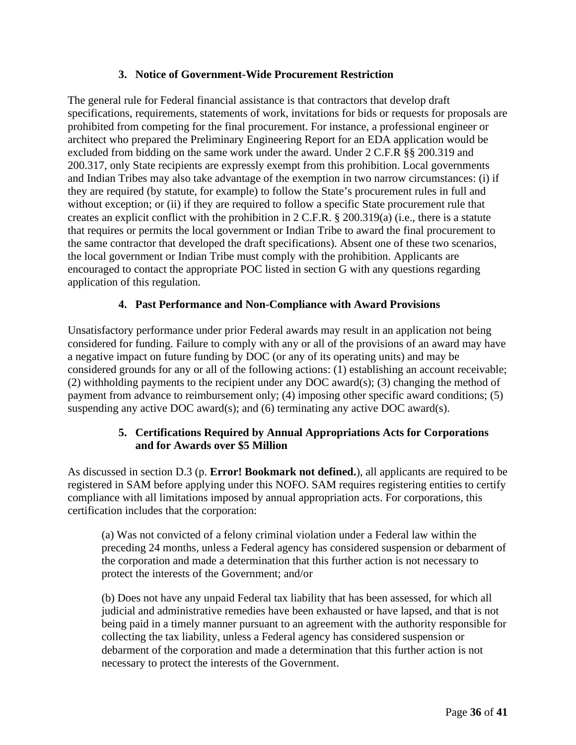### 3. Notice of Government-Wide Procurement Restriction

The general rule for Federal financial assistance is that contractors that develop draft specifications, requirements, statements of work, invitations for bids or requests for proposals are prohibited from competing for the final procurement. For instance, a professional engineer or architect who prepared the Preliminary Engineering Report for an EDA application would be excluded from bidding on the same work under the award. Under 2 C.F.R §§ 200.319 and 200.317, only State recipients are expressly exempt from this prohibition. Local governments and Indian Tribes may also take advantage of the exemption in two narrow circumstances: (i) if they are required (by statute, for example) to follow the State's procurement rules in full and without exception; or (ii) if they are required to follow a specific State procurement rule that creates an explicit conflict with the prohibition in 2 C.F.R. § 200.319(a) (i.e., there is a statute that requires or permits the local government or Indian Tribe to award the final procurement to the same contractor that developed the draft specifications). Absent one of these two scenarios, the local government or Indian Tribe must comply with the prohibition. Applicants are encouraged to contact the appropriate POC listed in section G with any questions regarding application of this regulation.

### 4. Past Performance and Non-Compliance with Award Provisions

Unsatisfactory performance under prior Federal awards may result in an application not being considered for funding. Failure to comply with any or all of the provisions of an award may have a negative impact on future funding by DOC (or any of its operating units) and may be considered grounds for any or all of the following actions: (1) establishing an account receivable; (2) withholding payments to the recipient under any DOC award(s); (3) changing the method of payment from advance to reimbursement only; (4) imposing other specific award conditions; (5) suspending any active DOC award(s); and (6) terminating any active DOC award(s).

### 5. Certifications Required by Annual Appropriations Acts for Corporations and for Awards over $5 Million

As discussed in section D.3 (p. **Error! Bookmark not defined.**), all applicants are required to be registered in SAM before applying under this NOFO. SAM requires registering entities to certify compliance with all limitations imposed by annual appropriation acts. For corporations, this certification includes that the corporation:

> (a) Was not convicted of a felony criminal violation under a Federal law within the preceding 24 months, unless a Federal agency has considered suspension or debarment of the corporation and made a determination that this further action is not necessary to protect the interests of the Government; and/or
>
> (b) Does not have any unpaid Federal tax liability that has been assessed, for which all judicial and administrative remedies have been exhausted or have lapsed, and that is not being paid in a timely manner pursuant to an agreement with the authority responsible for collecting the tax liability, unless a Federal agency has considered suspension or debarment of the corporation and made a determination that this further action is not necessary to protect the interests of the Government.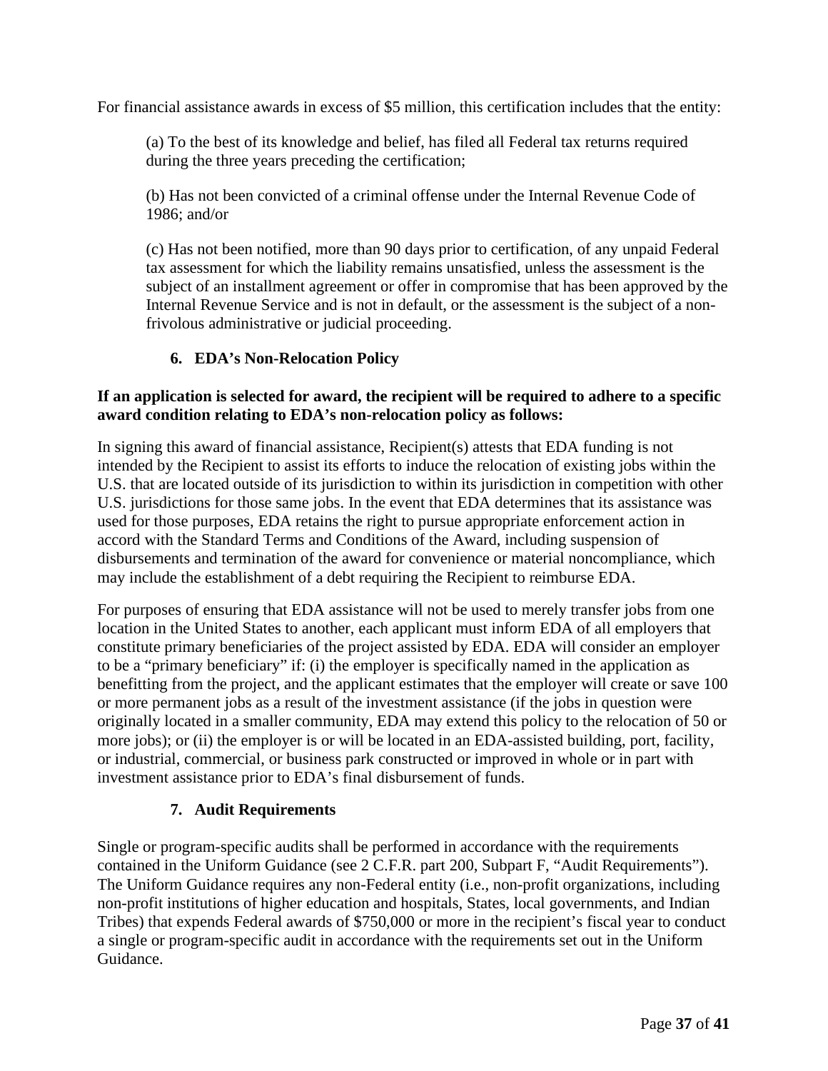For financial assistance awards in excess of $5 million, this certification includes that the entity:

(a) To the best of its knowledge and belief, has filed all Federal tax returns required during the three years preceding the certification;

(b) Has not been convicted of a criminal offense under the Internal Revenue Code of 1986; and/or

(c) Has not been notified, more than 90 days prior to certification, of any unpaid Federal tax assessment for which the liability remains unsatisfied, unless the assessment is the subject of an installment agreement or offer in compromise that has been approved by the Internal Revenue Service and is not in default, or the assessment is the subject of a non-frivolous administrative or judicial proceeding.

### 6. EDA's Non-Relocation Policy

**If an application is selected for award, the recipient will be required to adhere to a specific award condition relating to EDA's non-relocation policy as follows:**

In signing this award of financial assistance, Recipient(s) attests that EDA funding is not intended by the Recipient to assist its efforts to induce the relocation of existing jobs within the U.S. that are located outside of its jurisdiction to within its jurisdiction in competition with other U.S. jurisdictions for those same jobs. In the event that EDA determines that its assistance was used for those purposes, EDA retains the right to pursue appropriate enforcement action in accord with the Standard Terms and Conditions of the Award, including suspension of disbursements and termination of the award for convenience or material noncompliance, which may include the establishment of a debt requiring the Recipient to reimburse EDA.

For purposes of ensuring that EDA assistance will not be used to merely transfer jobs from one location in the United States to another, each applicant must inform EDA of all employers that constitute primary beneficiaries of the project assisted by EDA. EDA will consider an employer to be a "primary beneficiary" if: (i) the employer is specifically named in the application as benefitting from the project, and the applicant estimates that the employer will create or save 100 or more permanent jobs as a result of the investment assistance (if the jobs in question were originally located in a smaller community, EDA may extend this policy to the relocation of 50 or more jobs); or (ii) the employer is or will be located in an EDA-assisted building, port, facility, or industrial, commercial, or business park constructed or improved in whole or in part with investment assistance prior to EDA's final disbursement of funds.

### 7. Audit Requirements

Single or program-specific audits shall be performed in accordance with the requirements contained in the Uniform Guidance (see 2 C.F.R. part 200, Subpart F, "Audit Requirements"). The Uniform Guidance requires any non-Federal entity (i.e., non-profit organizations, including non-profit institutions of higher education and hospitals, States, local governments, and Indian Tribes) that expends Federal awards of $750,000 or more in the recipient's fiscal year to conduct a single or program-specific audit in accordance with the requirements set out in the Uniform Guidance.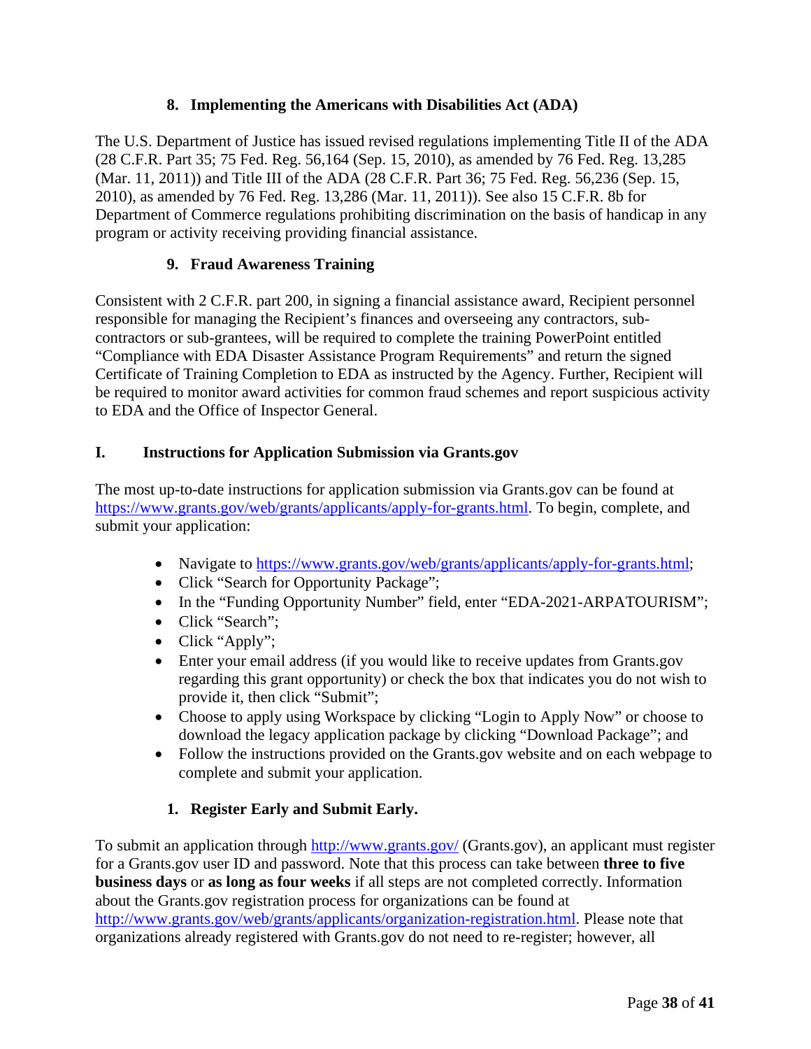### 8. Implementing the Americans with Disabilities Act (ADA)

The U.S. Department of Justice has issued revised regulations implementing Title II of the ADA (28 C.F.R. Part 35; 75 Fed. Reg. 56,164 (Sep. 15, 2010), as amended by 76 Fed. Reg. 13,285 (Mar. 11, 2011)) and Title III of the ADA (28 C.F.R. Part 36; 75 Fed. Reg. 56,236 (Sep. 15, 2010), as amended by 76 Fed. Reg. 13,286 (Mar. 11, 2011)). See also 15 C.F.R. 8b for Department of Commerce regulations prohibiting discrimination on the basis of handicap in any program or activity receiving providing financial assistance.

### 9. Fraud Awareness Training

Consistent with 2 C.F.R. part 200, in signing a financial assistance award, Recipient personnel responsible for managing the Recipient's finances and overseeing any contractors, sub-contractors or sub-grantees, will be required to complete the training PowerPoint entitled "Compliance with EDA Disaster Assistance Program Requirements" and return the signed Certificate of Training Completion to EDA as instructed by the Agency. Further, Recipient will be required to monitor award activities for common fraud schemes and report suspicious activity to EDA and the Office of Inspector General.

## I. Instructions for Application Submission via Grants.gov

The most up-to-date instructions for application submission via Grants.gov can be found at https://www.grants.gov/web/grants/applicants/apply-for-grants.html. To begin, complete, and submit your application:

- Navigate to https://www.grants.gov/web/grants/applicants/apply-for-grants.html;
- Click "Search for Opportunity Package";
- In the "Funding Opportunity Number" field, enter "EDA-2021-ARPATOURISM";
- Click "Search";
- Click "Apply";
- Enter your email address (if you would like to receive updates from Grants.gov regarding this grant opportunity) or check the box that indicates you do not wish to provide it, then click "Submit";
- Choose to apply using Workspace by clicking "Login to Apply Now" or choose to download the legacy application package by clicking "Download Package"; and
- Follow the instructions provided on the Grants.gov website and on each webpage to complete and submit your application.

### 1. Register Early and Submit Early.

To submit an application through http://www.grants.gov/ (Grants.gov), an applicant must register for a Grants.gov user ID and password. Note that this process can take between **three to five business days** or **as long as four weeks** if all steps are not completed correctly. Information about the Grants.gov registration process for organizations can be found at http://www.grants.gov/web/grants/applicants/organization-registration.html. Please note that organizations already registered with Grants.gov do not need to re-register; however, all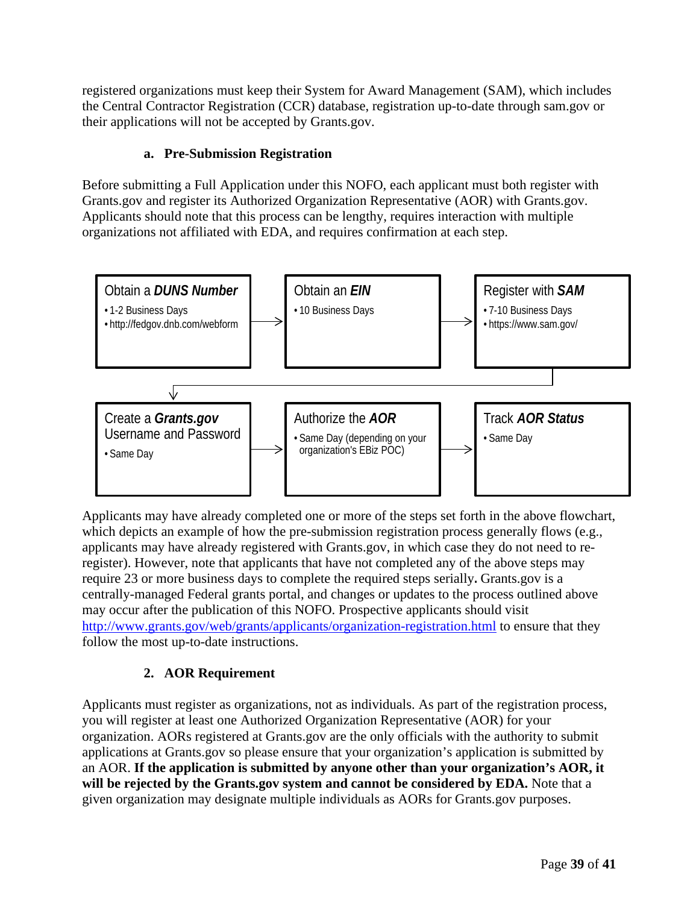registered organizations must keep their System for Award Management (SAM), which includes the Central Contractor Registration (CCR) database, registration up-to-date through sam.gov or their applications will not be accepted by Grants.gov.

### a. Pre-Submission Registration

Before submitting a Full Application under this NOFO, each applicant must both register with Grants.gov and register its Authorized Organization Representative (AOR) with Grants.gov. Applicants should note that this process can be lengthy, requires interaction with multiple organizations not affiliated with EDA, and requires confirmation at each step.

**Obtain a *DUNS Number***
- 1-2 Business Days
- http://fedgov.dnb.com/webform

→

**Obtain an *EIN***
- 10 Business Days

→

**Register with *SAM***
- 7-10 Business Days
- https://www.sam.gov/

→

**Create a *Grants.gov* Username and Password**
- Same Day

→

**Authorize the *AOR***
- Same Day (depending on your organization's EBiz POC)

→

**Track *AOR Status***
- Same Day

Applicants may have already completed one or more of the steps set forth in the above flowchart, which depicts an example of how the pre-submission registration process generally flows (e.g., applicants may have already registered with Grants.gov, in which case they do not need to re-register). However, note that applicants that have not completed any of the above steps may require 23 or more business days to complete the required steps serially**.** Grants.gov is a centrally-managed Federal grants portal, and changes or updates to the process outlined above may occur after the publication of this NOFO. Prospective applicants should visit http://www.grants.gov/web/grants/applicants/organization-registration.html to ensure that they follow the most up-to-date instructions.

### 2. AOR Requirement

Applicants must register as organizations, not as individuals. As part of the registration process, you will register at least one Authorized Organization Representative (AOR) for your organization. AORs registered at Grants.gov are the only officials with the authority to submit applications at Grants.gov so please ensure that your organization's application is submitted by an AOR. **If the application is submitted by anyone other than your organization's AOR, it will be rejected by the Grants.gov system and cannot be considered by EDA.** Note that a given organization may designate multiple individuals as AORs for Grants.gov purposes.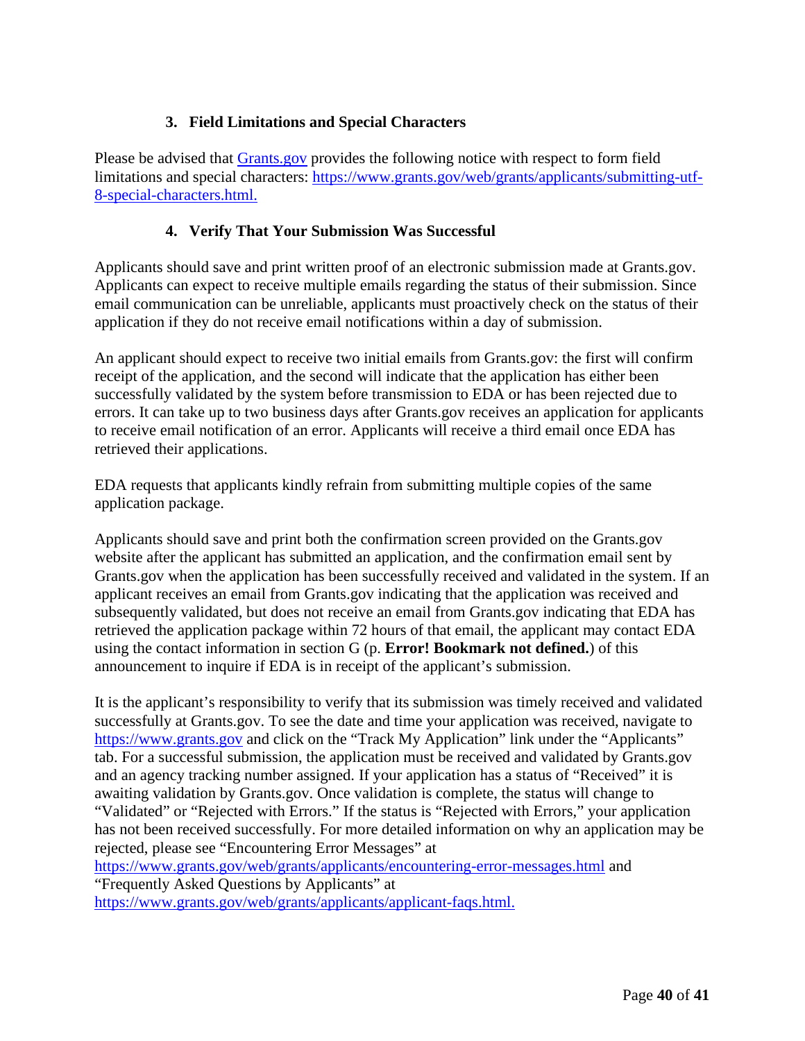### 3. Field Limitations and Special Characters

Please be advised that [Grants.gov](https://www.grants.gov) provides the following notice with respect to form field limitations and special characters: [https://www.grants.gov/web/grants/applicants/submitting-utf-8-special-characters.html.](https://www.grants.gov/web/grants/applicants/submitting-utf-8-special-characters.html)

### 4. Verify That Your Submission Was Successful

Applicants should save and print written proof of an electronic submission made at Grants.gov. Applicants can expect to receive multiple emails regarding the status of their submission. Since email communication can be unreliable, applicants must proactively check on the status of their application if they do not receive email notifications within a day of submission.

An applicant should expect to receive two initial emails from Grants.gov: the first will confirm receipt of the application, and the second will indicate that the application has either been successfully validated by the system before transmission to EDA or has been rejected due to errors. It can take up to two business days after Grants.gov receives an application for applicants to receive email notification of an error. Applicants will receive a third email once EDA has retrieved their applications.

EDA requests that applicants kindly refrain from submitting multiple copies of the same application package.

Applicants should save and print both the confirmation screen provided on the Grants.gov website after the applicant has submitted an application, and the confirmation email sent by Grants.gov when the application has been successfully received and validated in the system. If an applicant receives an email from Grants.gov indicating that the application was received and subsequently validated, but does not receive an email from Grants.gov indicating that EDA has retrieved the application package within 72 hours of that email, the applicant may contact EDA using the contact information in section G (p. **Error! Bookmark not defined.**) of this announcement to inquire if EDA is in receipt of the applicant's submission.

It is the applicant's responsibility to verify that its submission was timely received and validated successfully at Grants.gov. To see the date and time your application was received, navigate to [https://www.grants.gov](https://www.grants.gov) and click on the "Track My Application" link under the "Applicants" tab. For a successful submission, the application must be received and validated by Grants.gov and an agency tracking number assigned. If your application has a status of "Received" it is awaiting validation by Grants.gov. Once validation is complete, the status will change to "Validated" or "Rejected with Errors." If the status is "Rejected with Errors," your application has not been received successfully. For more detailed information on why an application may be rejected, please see "Encountering Error Messages" at [https://www.grants.gov/web/grants/applicants/encountering-error-messages.html](https://www.grants.gov/web/grants/applicants/encountering-error-messages.html) and "Frequently Asked Questions by Applicants" at [https://www.grants.gov/web/grants/applicants/applicant-faqs.html.](https://www.grants.gov/web/grants/applicants/applicant-faqs.html)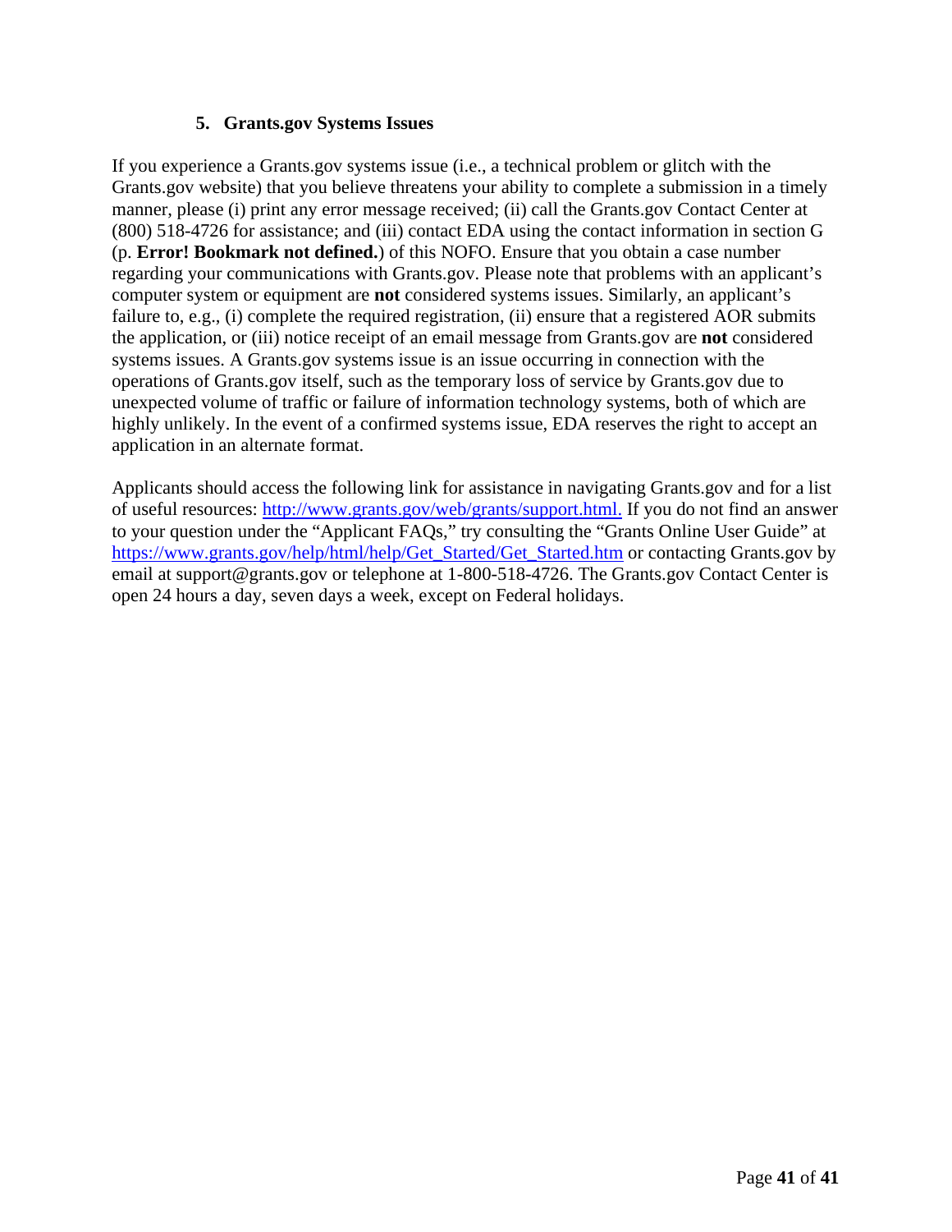### 5. Grants.gov Systems Issues

If you experience a Grants.gov systems issue (i.e., a technical problem or glitch with the Grants.gov website) that you believe threatens your ability to complete a submission in a timely manner, please (i) print any error message received; (ii) call the Grants.gov Contact Center at (800) 518-4726 for assistance; and (iii) contact EDA using the contact information in section G (p. **Error! Bookmark not defined.**) of this NOFO. Ensure that you obtain a case number regarding your communications with Grants.gov. Please note that problems with an applicant's computer system or equipment are **not** considered systems issues. Similarly, an applicant's failure to, e.g., (i) complete the required registration, (ii) ensure that a registered AOR submits the application, or (iii) notice receipt of an email message from Grants.gov are **not** considered systems issues. A Grants.gov systems issue is an issue occurring in connection with the operations of Grants.gov itself, such as the temporary loss of service by Grants.gov due to unexpected volume of traffic or failure of information technology systems, both of which are highly unlikely. In the event of a confirmed systems issue, EDA reserves the right to accept an application in an alternate format.

Applicants should access the following link for assistance in navigating Grants.gov and for a list of useful resources: [http://www.grants.gov/web/grants/support.html.](http://www.grants.gov/web/grants/support.html) If you do not find an answer to your question under the "Applicant FAQs," try consulting the "Grants Online User Guide" at [https://www.grants.gov/help/html/help/Get_Started/Get_Started.htm](https://www.grants.gov/help/html/help/Get_Started/Get_Started.htm) or contacting Grants.gov by email at support@grants.gov or telephone at 1-800-518-4726. The Grants.gov Contact Center is open 24 hours a day, seven days a week, except on Federal holidays.